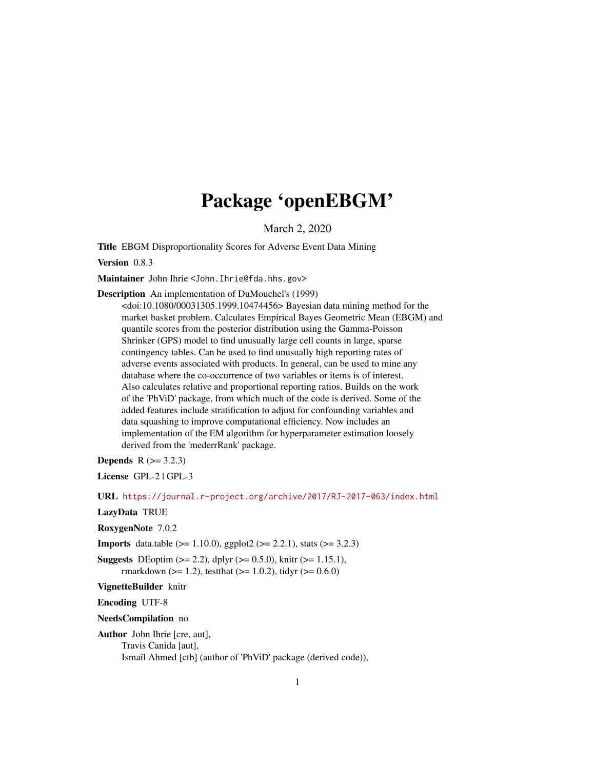# Package 'openEBGM'

March 2, 2020

**Title** EBGM Disproportionality Scores for Adverse Event Data Mining

**Version** 0.8.3

**Maintainer** John Ihrie <John.Ihrie@fda.hhs.gov>

**Description** An implementation of DuMouchel's (1999) <doi:10.1080/00031305.1999.10474456> Bayesian data mining method for the market basket problem. Calculates Empirical Bayes Geometric Mean (EBGM) and quantile scores from the posterior distribution using the Gamma-Poisson Shrinker (GPS) model to find unusually large cell counts in large, sparse contingency tables. Can be used to find unusually high reporting rates of adverse events associated with products. In general, can be used to mine any database where the co-occurrence of two variables or items is of interest. Also calculates relative and proportional reporting ratios. Builds on the work of the 'PhViD' package, from which much of the code is derived. Some of the added features include stratification to adjust for confounding variables and data squashing to improve computational efficiency. Now includes an implementation of the EM algorithm for hyperparameter estimation loosely derived from the 'mederrRank' package.

**Depends** R (>= 3.2.3)

**License** GPL-2 | GPL-3

**URL** https://journal.r-project.org/archive/2017/RJ-2017-063/index.html

**LazyData** TRUE

**RoxygenNote** 7.0.2

**Imports** data.table (>= 1.10.0), ggplot2 (>= 2.2.1), stats (>= 3.2.3)

**Suggests** DEoptim (>= 2.2), dplyr (>= 0.5.0), knitr (>= 1.15.1), rmarkdown (>= 1.2), testthat (>= 1.0.2), tidyr (>= 0.6.0)

**VignetteBuilder** knitr

**Encoding** UTF-8

**NeedsCompilation** no

**Author** John Ihrie [cre, aut],
Travis Canida [aut],
Ismaïl Ahmed [ctb] (author of 'PhViD' package (derived code)),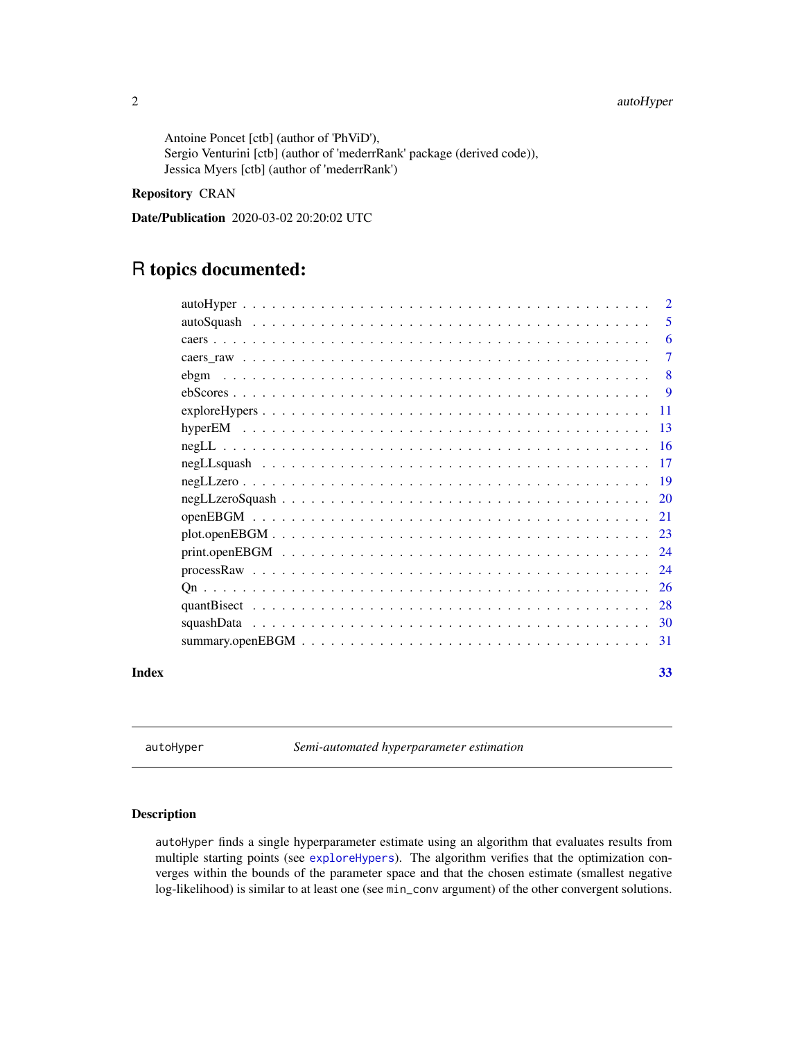Antoine Poncet [ctb] (author of 'PhViD'),
Sergio Venturini [ctb] (author of 'mederrRank' package (derived code)),
Jessica Myers [ctb] (author of 'mederrRank')

**Repository** CRAN

**Date/Publication** 2020-03-02 20:20:02 UTC

# R topics documented:

| | |
|---|---|
| autoHyper | 2 |
| autoSquash | 5 |
| caers | 6 |
| caers_raw | 7 |
| ebgm | 8 |
| ebScores | 9 |
| exploreHypers | 11 |
| hyperEM | 13 |
| negLL | 16 |
| negLLsquash | 17 |
| negLLzero | 19 |
| negLLzeroSquash | 20 |
| openEBGM | 21 |
| plot.openEBGM | 23 |
| print.openEBGM | 24 |
| processRaw | 24 |
| Qn | 26 |
| quantBisect | 28 |
| squashData | 30 |
| summary.openEBGM | 31 |

**Index** **33**

---

`autoHyper` *Semi-automated hyperparameter estimation*

## Description

`autoHyper` finds a single hyperparameter estimate using an algorithm that evaluates results from multiple starting points (see `exploreHypers`). The algorithm verifies that the optimization converges within the bounds of the parameter space and that the chosen estimate (smallest negative log-likelihood) is similar to at least one (see `min_conv` argument) of the other convergent solutions.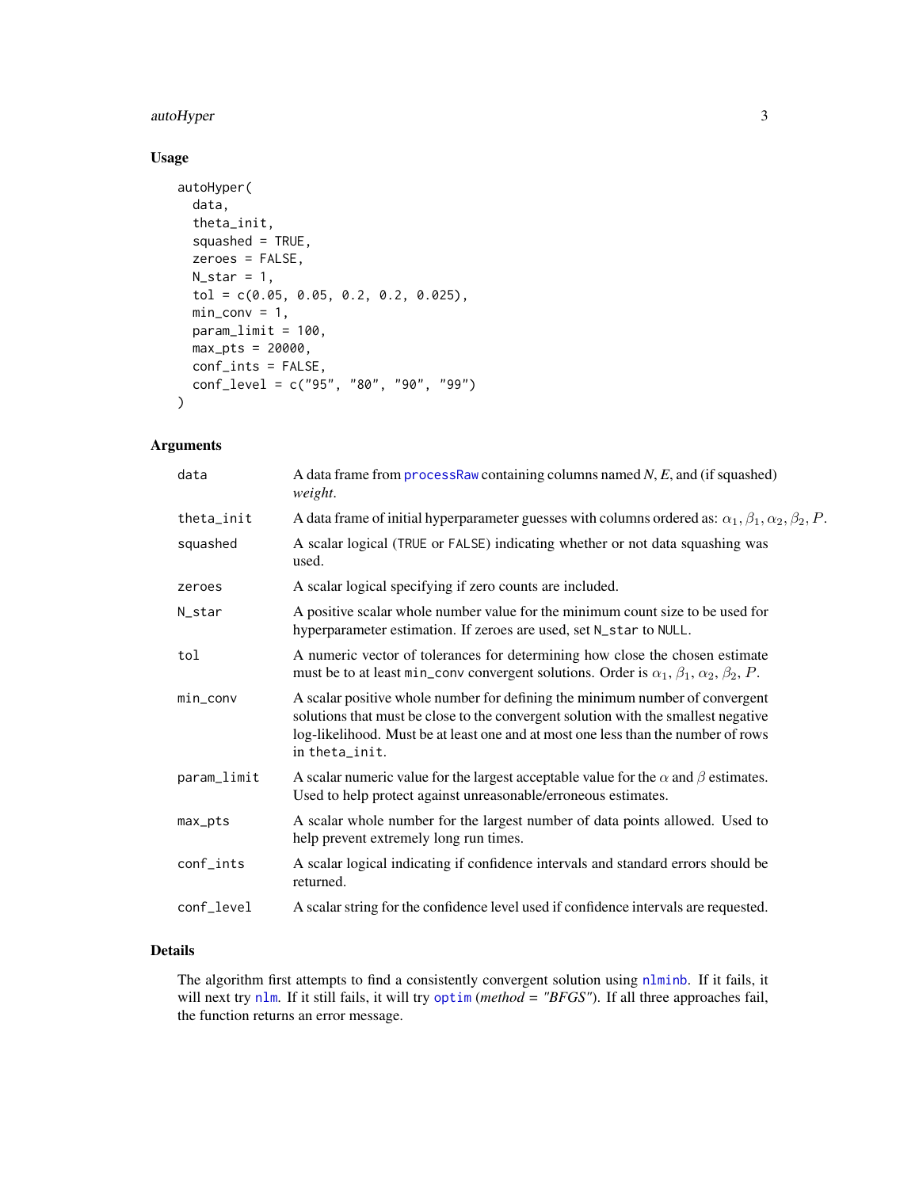## Usage

```
autoHyper(
  data,
  theta_init,
  squashed = TRUE,
  zeroes = FALSE,
  N_star = 1,
  tol = c(0.05, 0.05, 0.2, 0.2, 0.025),
  min_conv = 1,
  param_limit = 100,
  max_pts = 20000,
  conf_ints = FALSE,
  conf_level = c("95", "80", "90", "99")
)
```

## Arguments

| Argument | Description |
| --- | --- |
| `data` | A data frame from `processRaw` containing columns named *N*, *E*, and (if squashed) *weight*. |
| `theta_init` | A data frame of initial hyperparameter guesses with columns ordered as: $\alpha_1, \beta_1, \alpha_2, \beta_2, P$. |
| `squashed` | A scalar logical (`TRUE` or `FALSE`) indicating whether or not data squashing was used. |
| `zeroes` | A scalar logical specifying if zero counts are included. |
| `N_star` | A positive scalar whole number value for the minimum count size to be used for hyperparameter estimation. If zeroes are used, set `N_star` to `NULL`. |
| `tol` | A numeric vector of tolerances for determining how close the chosen estimate must be to at least `min_conv` convergent solutions. Order is $\alpha_1, \beta_1, \alpha_2, \beta_2, P$. |
| `min_conv` | A scalar positive whole number for defining the minimum number of convergent solutions that must be close to the convergent solution with the smallest negative log-likelihood. Must be at least one and at most one less than the number of rows in `theta_init`. |
| `param_limit` | A scalar numeric value for the largest acceptable value for the $\alpha$ and $\beta$ estimates. Used to help protect against unreasonable/erroneous estimates. |
| `max_pts` | A scalar whole number for the largest number of data points allowed. Used to help prevent extremely long run times. |
| `conf_ints` | A scalar logical indicating if confidence intervals and standard errors should be returned. |
| `conf_level` | A scalar string for the confidence level used if confidence intervals are requested. |

## Details

The algorithm first attempts to find a consistently convergent solution using `nlminb`. If it fails, it will next try `nlm`. If it still fails, it will try `optim` (*method = "BFGS"*). If all three approaches fail, the function returns an error message.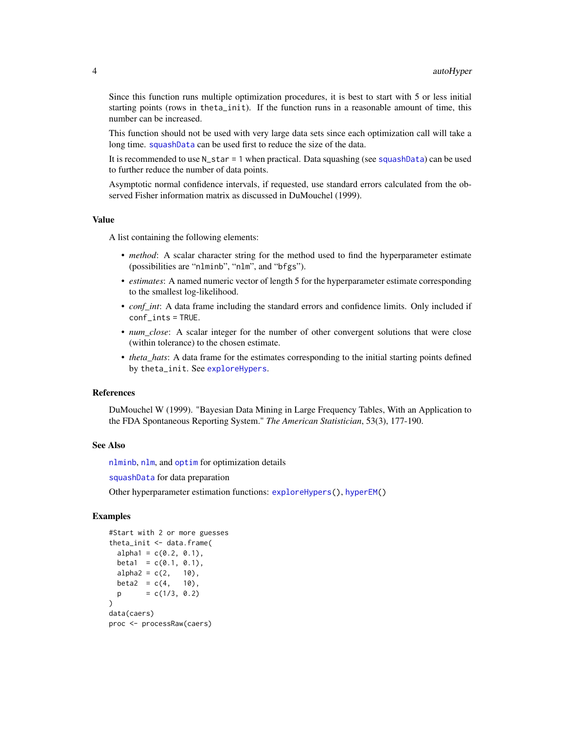Since this function runs multiple optimization procedures, it is best to start with 5 or less initial starting points (rows in `theta_init`). If the function runs in a reasonable amount of time, this number can be increased.

This function should not be used with very large data sets since each optimization call will take a long time. `squashData` can be used first to reduce the size of the data.

It is recommended to use `N_star = 1` when practical. Data squashing (see `squashData`) can be used to further reduce the number of data points.

Asymptotic normal confidence intervals, if requested, use standard errors calculated from the observed Fisher information matrix as discussed in DuMouchel (1999).

## Value

A list containing the following elements:

- *method*: A scalar character string for the method used to find the hyperparameter estimate (possibilities are "`nlminb`", "`nlm`", and "`bfgs`").
- *estimates*: A named numeric vector of length 5 for the hyperparameter estimate corresponding to the smallest log-likelihood.
- *conf_int*: A data frame including the standard errors and confidence limits. Only included if `conf_ints = TRUE`.
- *num_close*: A scalar integer for the number of other convergent solutions that were close (within tolerance) to the chosen estimate.
- *theta_hats*: A data frame for the estimates corresponding to the initial starting points defined by `theta_init`. See `exploreHypers`.

## References

DuMouchel W (1999). "Bayesian Data Mining in Large Frequency Tables, With an Application to the FDA Spontaneous Reporting System." *The American Statistician*, 53(3), 177-190.

## See Also

`nlminb`, `nlm`, and `optim` for optimization details

`squashData` for data preparation

Other hyperparameter estimation functions: `exploreHypers()`, `hyperEM()`

## Examples

```
#Start with 2 or more guesses
theta_init <- data.frame(
  alpha1 = c(0.2, 0.1),
  beta1  = c(0.1, 0.1),
  alpha2 = c(2,   10),
  beta2  = c(4,   10),
  p      = c(1/3, 0.2)
)
data(caers)
proc <- processRaw(caers)
```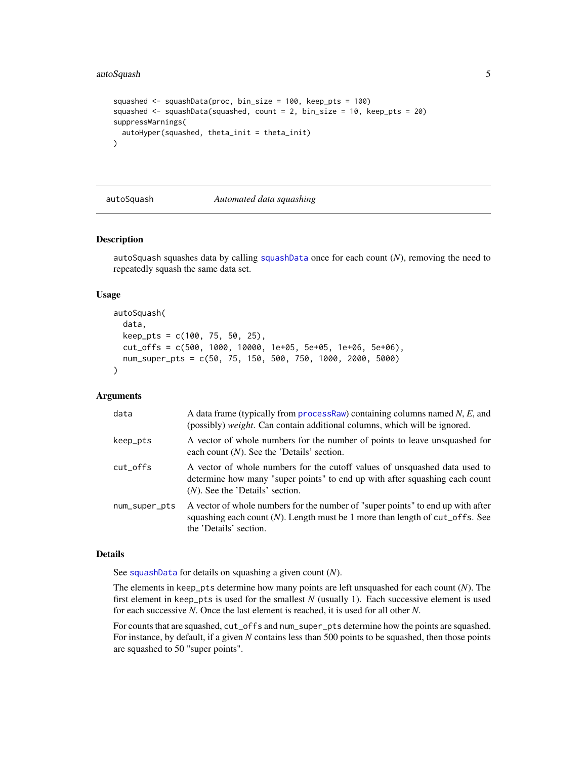```
squashed <- squashData(proc, bin_size = 100, keep_pts = 100)
squashed <- squashData(squashed, count = 2, bin_size = 10, keep_pts = 20)
suppressWarnings(
  autoHyper(squashed, theta_init = theta_init)
)
```

---

autoSquash *Automated data squashing*

---

## Description

autoSquash squashes data by calling squashData once for each count (*N*), removing the need to repeatedly squash the same data set.

## Usage

```
autoSquash(
  data,
  keep_pts = c(100, 75, 50, 25),
  cut_offs = c(500, 1000, 10000, 1e+05, 5e+05, 1e+06, 5e+06),
  num_super_pts = c(50, 75, 150, 500, 750, 1000, 2000, 5000)
)
```

## Arguments

| | |
|---|---|
| data | A data frame (typically from processRaw) containing columns named *N*, *E*, and (possibly) *weight*. Can contain additional columns, which will be ignored. |
| keep_pts | A vector of whole numbers for the number of points to leave unsquashed for each count (*N*). See the 'Details' section. |
| cut_offs | A vector of whole numbers for the cutoff values of unsquashed data used to determine how many "super points" to end up with after squashing each count (*N*). See the 'Details' section. |
| num_super_pts | A vector of whole numbers for the number of "super points" to end up with after squashing each count (*N*). Length must be 1 more than length of cut_offs. See the 'Details' section. |

## Details

See squashData for details on squashing a given count (*N*).

The elements in keep_pts determine how many points are left unsquashed for each count (*N*). The first element in keep_pts is used for the smallest *N* (usually 1). Each successive element is used for each successive *N*. Once the last element is reached, it is used for all other *N*.

For counts that are squashed, cut_offs and num_super_pts determine how the points are squashed. For instance, by default, if a given *N* contains less than 500 points to be squashed, then those points are squashed to 50 "super points".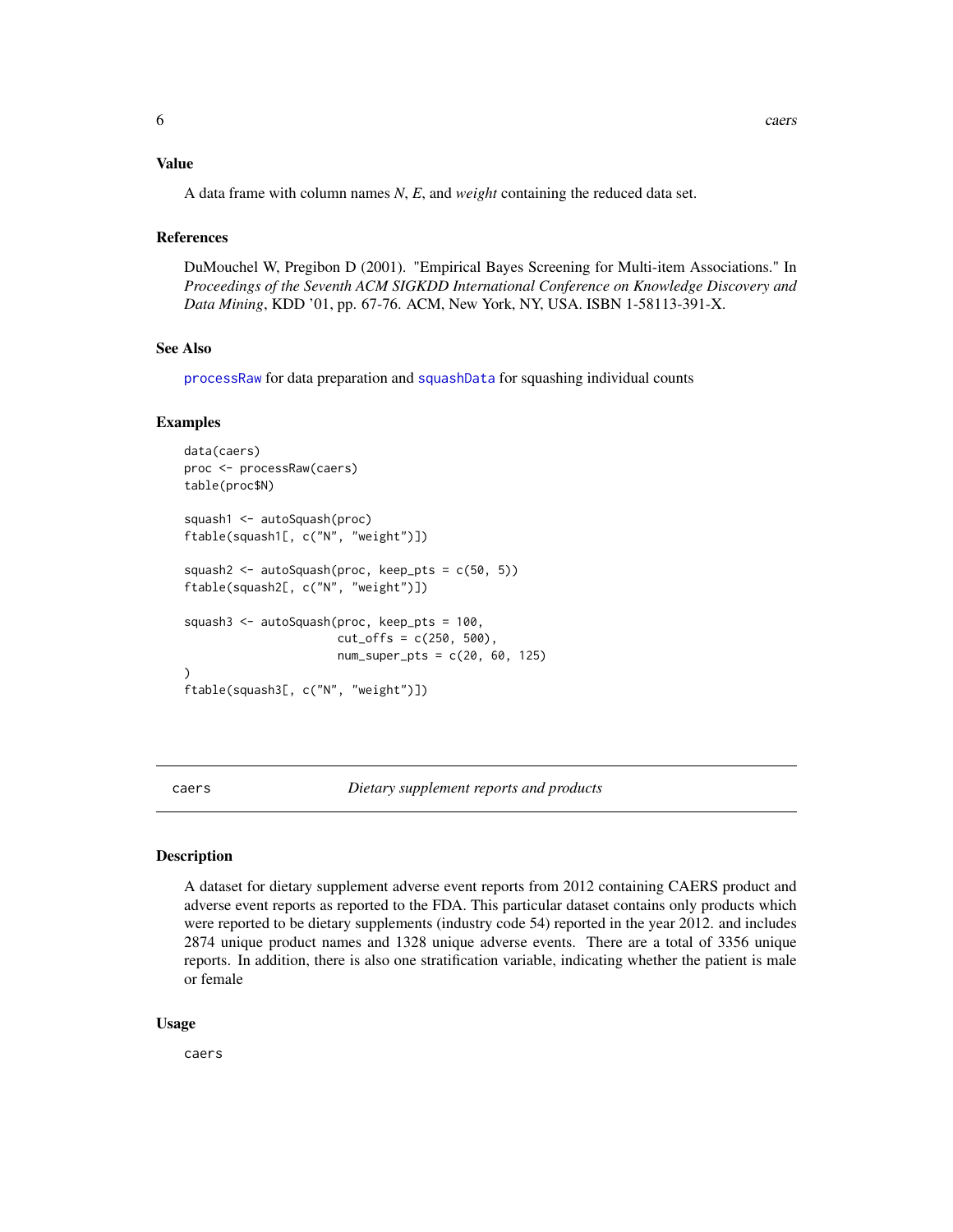### Value

A data frame with column names *N*, *E*, and *weight* containing the reduced data set.

### References

DuMouchel W, Pregibon D (2001). "Empirical Bayes Screening for Multi-item Associations." In *Proceedings of the Seventh ACM SIGKDD International Conference on Knowledge Discovery and Data Mining*, KDD '01, pp. 67-76. ACM, New York, NY, USA. ISBN 1-58113-391-X.

### See Also

processRaw for data preparation and squashData for squashing individual counts

### Examples

```
data(caers)
proc <- processRaw(caers)
table(proc$N)

squash1 <- autoSquash(proc)
ftable(squash1[, c("N", "weight")])

squash2 <- autoSquash(proc, keep_pts = c(50, 5))
ftable(squash2[, c("N", "weight")])

squash3 <- autoSquash(proc, keep_pts = 100,
                      cut_offs = c(250, 500),
                      num_super_pts = c(20, 60, 125)
)
ftable(squash3[, c("N", "weight")])
```

---

## caers — *Dietary supplement reports and products*

### Description

A dataset for dietary supplement adverse event reports from 2012 containing CAERS product and adverse event reports as reported to the FDA. This particular dataset contains only products which were reported to be dietary supplements (industry code 54) reported in the year 2012. and includes 2874 unique product names and 1328 unique adverse events. There are a total of 3356 unique reports. In addition, there is also one stratification variable, indicating whether the patient is male or female

### Usage

```
caers
```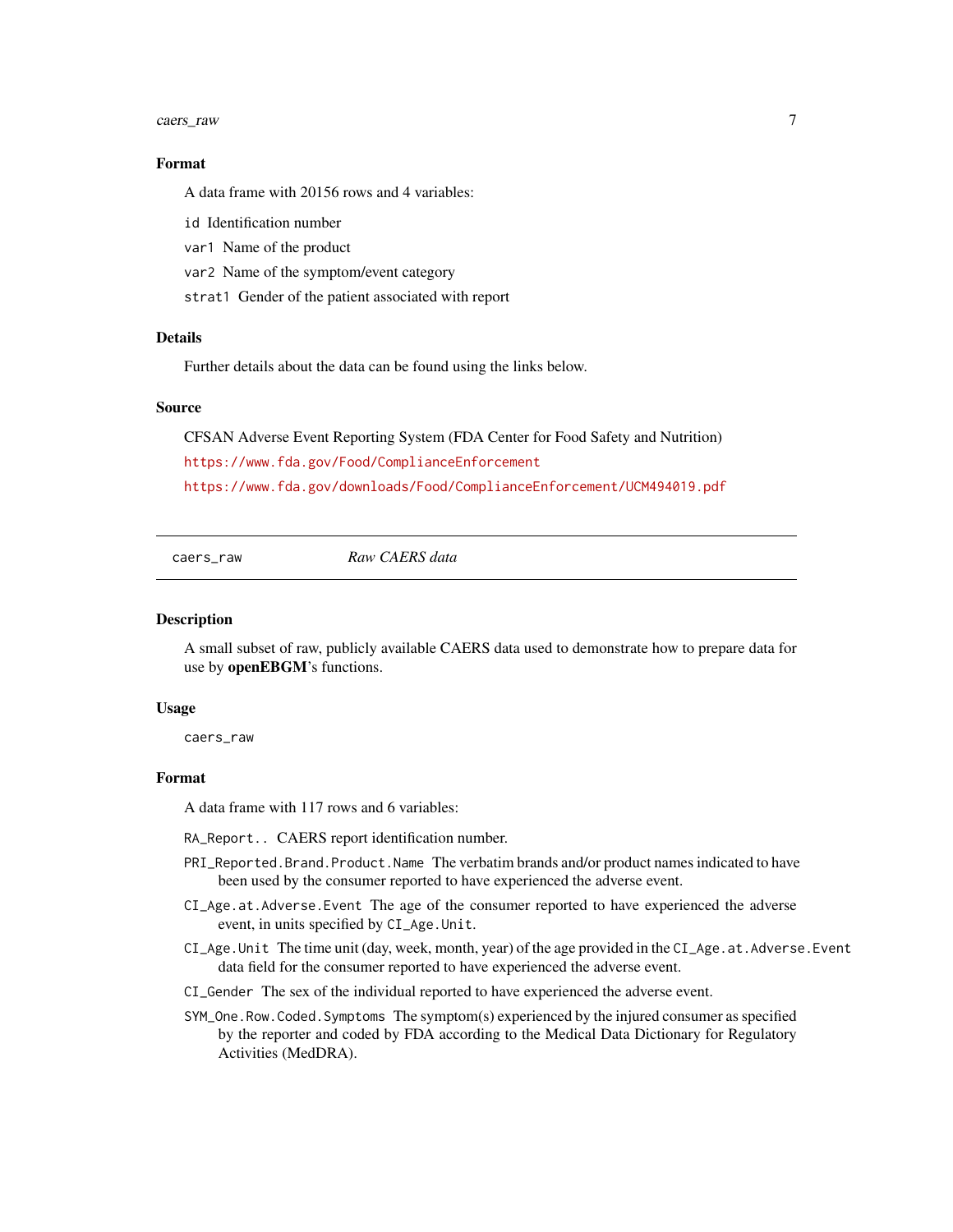### Format

A data frame with 20156 rows and 4 variables:

- `id` Identification number
- `var1` Name of the product
- `var2` Name of the symptom/event category
- `strat1` Gender of the patient associated with report

### Details

Further details about the data can be found using the links below.

### Source

CFSAN Adverse Event Reporting System (FDA Center for Food Safety and Nutrition)

https://www.fda.gov/Food/ComplianceEnforcement

https://www.fda.gov/downloads/Food/ComplianceEnforcement/UCM494019.pdf

---

## `caers_raw` *Raw CAERS data*

---

### Description

A small subset of raw, publicly available CAERS data used to demonstrate how to prepare data for use by **openEBGM**'s functions.

### Usage

```
caers_raw
```

### Format

A data frame with 117 rows and 6 variables:

- `RA_Report..` CAERS report identification number.
- `PRI_Reported.Brand.Product.Name` The verbatim brands and/or product names indicated to have been used by the consumer reported to have experienced the adverse event.
- `CI_Age.at.Adverse.Event` The age of the consumer reported to have experienced the adverse event, in units specified by `CI_Age.Unit`.
- `CI_Age.Unit` The time unit (day, week, month, year) of the age provided in the `CI_Age.at.Adverse.Event` data field for the consumer reported to have experienced the adverse event.
- `CI_Gender` The sex of the individual reported to have experienced the adverse event.
- `SYM_One.Row.Coded.Symptoms` The symptom(s) experienced by the injured consumer as specified by the reporter and coded by FDA according to the Medical Data Dictionary for Regulatory Activities (MedDRA).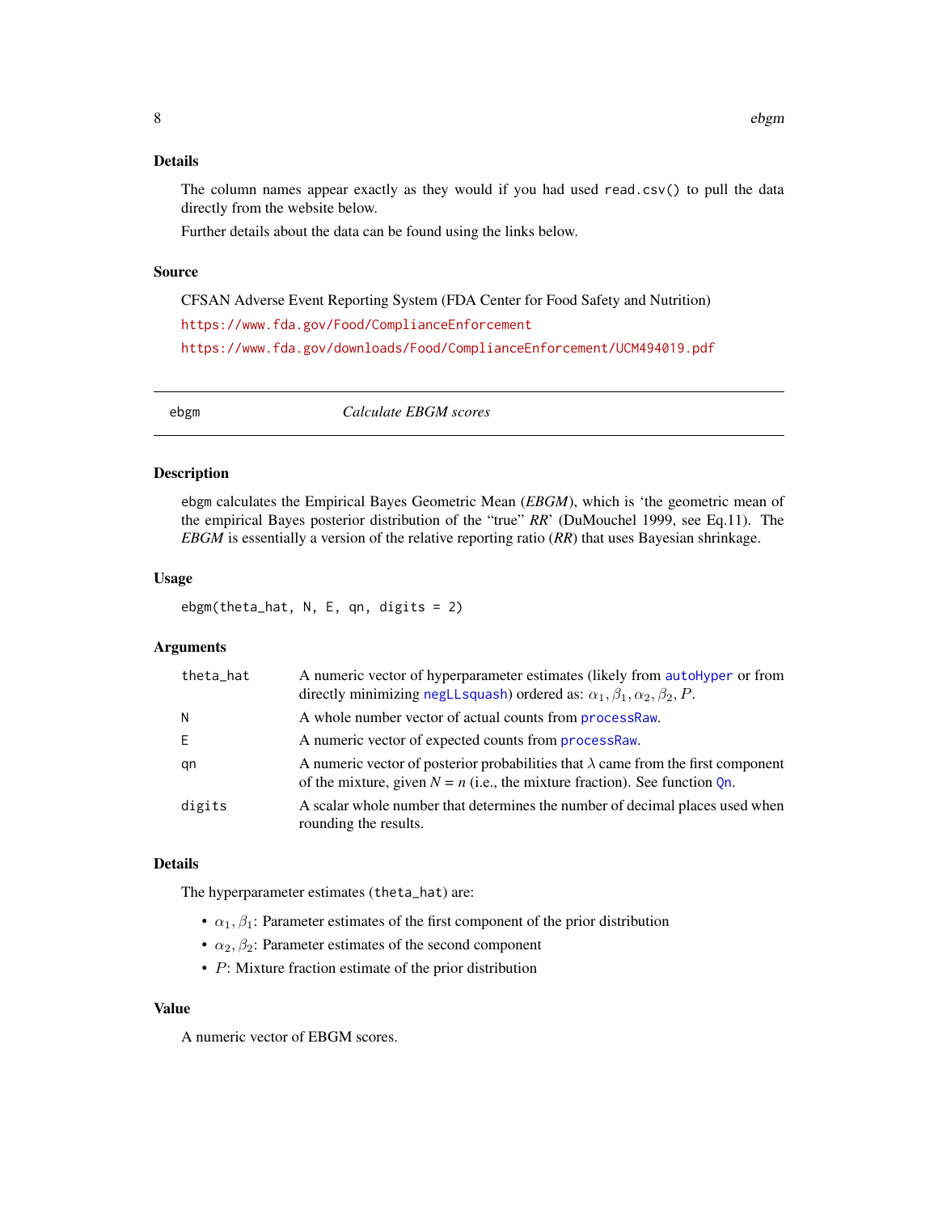### Details

The column names appear exactly as they would if you had used `read.csv()` to pull the data directly from the website below.

Further details about the data can be found using the links below.

### Source

CFSAN Adverse Event Reporting System (FDA Center for Food Safety and Nutrition)

https://www.fda.gov/Food/ComplianceEnforcement

https://www.fda.gov/downloads/Food/ComplianceEnforcement/UCM494019.pdf

---

## ebgm — *Calculate EBGM scores*

### Description

`ebgm` calculates the Empirical Bayes Geometric Mean (*EBGM*), which is 'the geometric mean of the empirical Bayes posterior distribution of the "true" *RR*' (DuMouchel 1999, see Eq.11). The *EBGM* is essentially a version of the relative reporting ratio (*RR*) that uses Bayesian shrinkage.

### Usage

```
ebgm(theta_hat, N, E, qn, digits = 2)
```

### Arguments

| | |
|---|---|
| `theta_hat` | A numeric vector of hyperparameter estimates (likely from `autoHyper` or from directly minimizing `negLLsquash`) ordered as: $\alpha_1, \beta_1, \alpha_2, \beta_2, P$. |
| `N` | A whole number vector of actual counts from `processRaw`. |
| `E` | A numeric vector of expected counts from `processRaw`. |
| `qn` | A numeric vector of posterior probabilities that $\lambda$ came from the first component of the mixture, given $N = n$ (i.e., the mixture fraction). See function `Qn`. |
| `digits` | A scalar whole number that determines the number of decimal places used when rounding the results. |

### Details

The hyperparameter estimates (`theta_hat`) are:

- $\alpha_1, \beta_1$: Parameter estimates of the first component of the prior distribution
- $\alpha_2, \beta_2$: Parameter estimates of the second component
- $P$: Mixture fraction estimate of the prior distribution

### Value

A numeric vector of EBGM scores.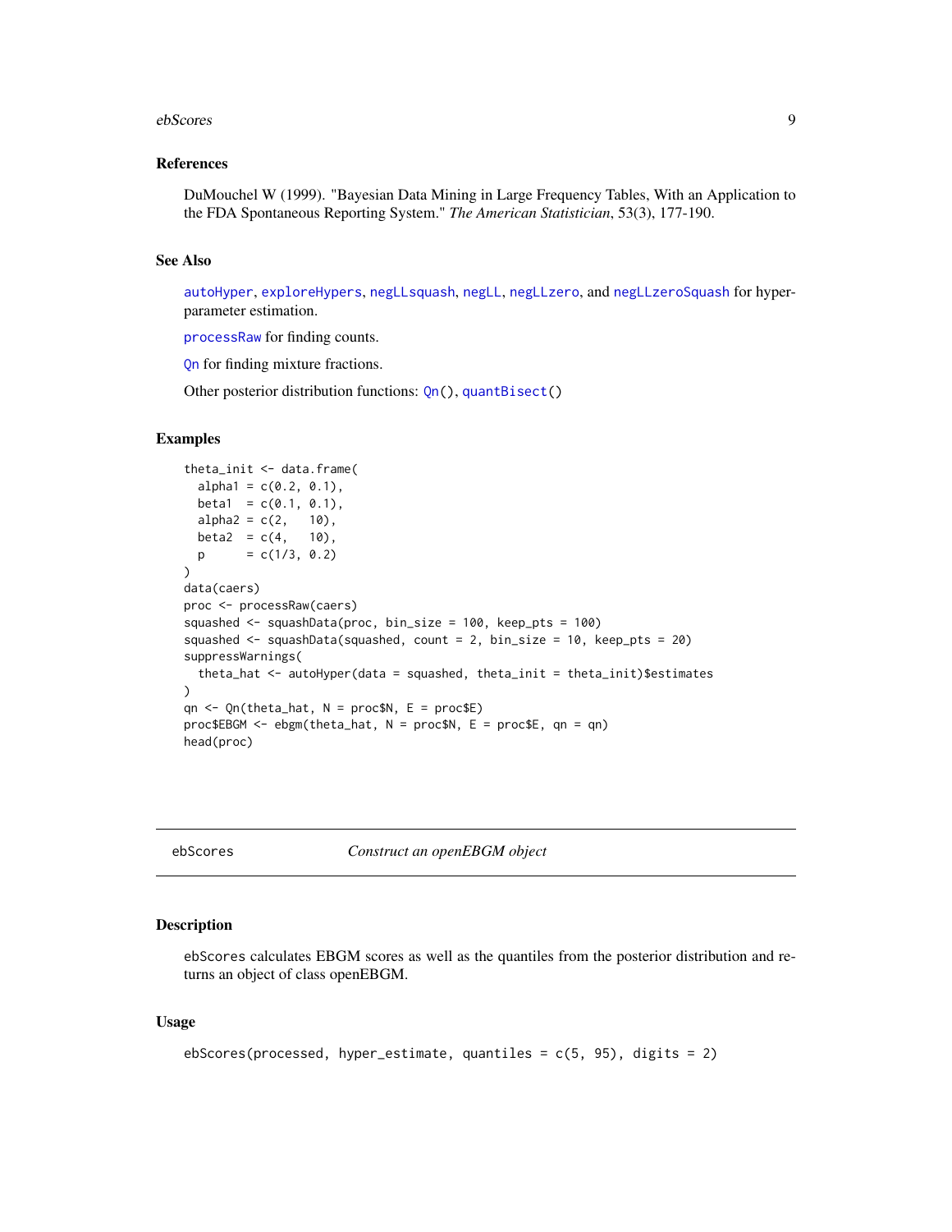## References

DuMouchel W (1999). "Bayesian Data Mining in Large Frequency Tables, With an Application to the FDA Spontaneous Reporting System." *The American Statistician*, 53(3), 177-190.

## See Also

autoHyper, exploreHypers, negLLsquash, negLL, negLLzero, and negLLzeroSquash for hyperparameter estimation.

processRaw for finding counts.

Qn for finding mixture fractions.

Other posterior distribution functions: Qn(), quantBisect()

## Examples

```
theta_init <- data.frame(
  alpha1 = c(0.2, 0.1),
  beta1  = c(0.1, 0.1),
  alpha2 = c(2,   10),
  beta2  = c(4,   10),
  p      = c(1/3, 0.2)
)
data(caers)
proc <- processRaw(caers)
squashed <- squashData(proc, bin_size = 100, keep_pts = 100)
squashed <- squashData(squashed, count = 2, bin_size = 10, keep_pts = 20)
suppressWarnings(
  theta_hat <- autoHyper(data = squashed, theta_init = theta_init)$estimates
)
qn <- Qn(theta_hat, N = proc$N, E = proc$E)
proc$EBGM <- ebgm(theta_hat, N = proc$N, E = proc$E, qn = qn)
head(proc)
```

---

# ebScores *Construct an openEBGM object*

## Description

ebScores calculates EBGM scores as well as the quantiles from the posterior distribution and returns an object of class openEBGM.

## Usage

```
ebScores(processed, hyper_estimate, quantiles = c(5, 95), digits = 2)
```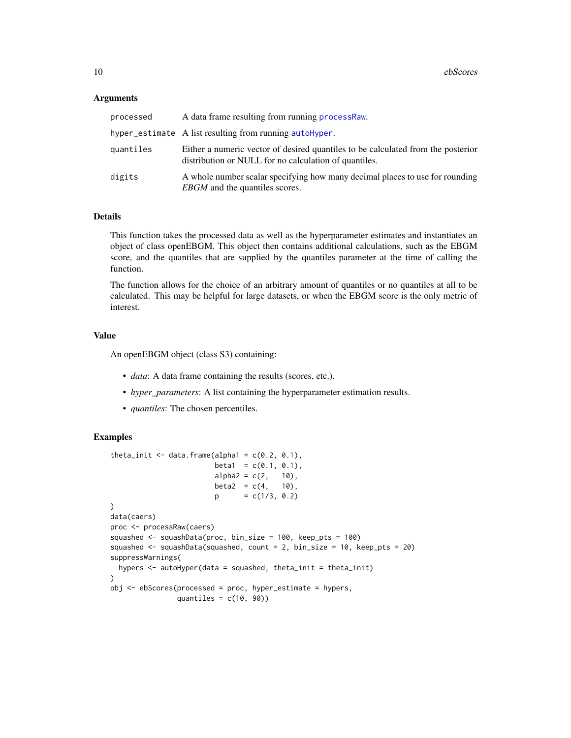### Arguments

| | |
|---|---|
| processed | A data frame resulting from running processRaw. |
| hyper_estimate | A list resulting from running autoHyper. |
| quantiles | Either a numeric vector of desired quantiles to be calculated from the posterior distribution or NULL for no calculation of quantiles. |
| digits | A whole number scalar specifying how many decimal places to use for rounding *EBGM* and the quantiles scores. |

### Details

This function takes the processed data as well as the hyperparameter estimates and instantiates an object of class openEBGM. This object then contains additional calculations, such as the EBGM score, and the quantiles that are supplied by the quantiles parameter at the time of calling the function.

The function allows for the choice of an arbitrary amount of quantiles or no quantiles at all to be calculated. This may be helpful for large datasets, or when the EBGM score is the only metric of interest.

### Value

An openEBGM object (class S3) containing:

- *data*: A data frame containing the results (scores, etc.).
- *hyper_parameters*: A list containing the hyperparameter estimation results.
- *quantiles*: The chosen percentiles.

### Examples

```
theta_init <- data.frame(alpha1 = c(0.2, 0.1),
                         beta1  = c(0.1, 0.1),
                         alpha2 = c(2,   10),
                         beta2  = c(4,   10),
                         p      = c(1/3, 0.2)
)
data(caers)
proc <- processRaw(caers)
squashed <- squashData(proc, bin_size = 100, keep_pts = 100)
squashed <- squashData(squashed, count = 2, bin_size = 10, keep_pts = 20)
suppressWarnings(
  hypers <- autoHyper(data = squashed, theta_init = theta_init)
)
obj <- ebScores(processed = proc, hyper_estimate = hypers,
                quantiles = c(10, 90))
```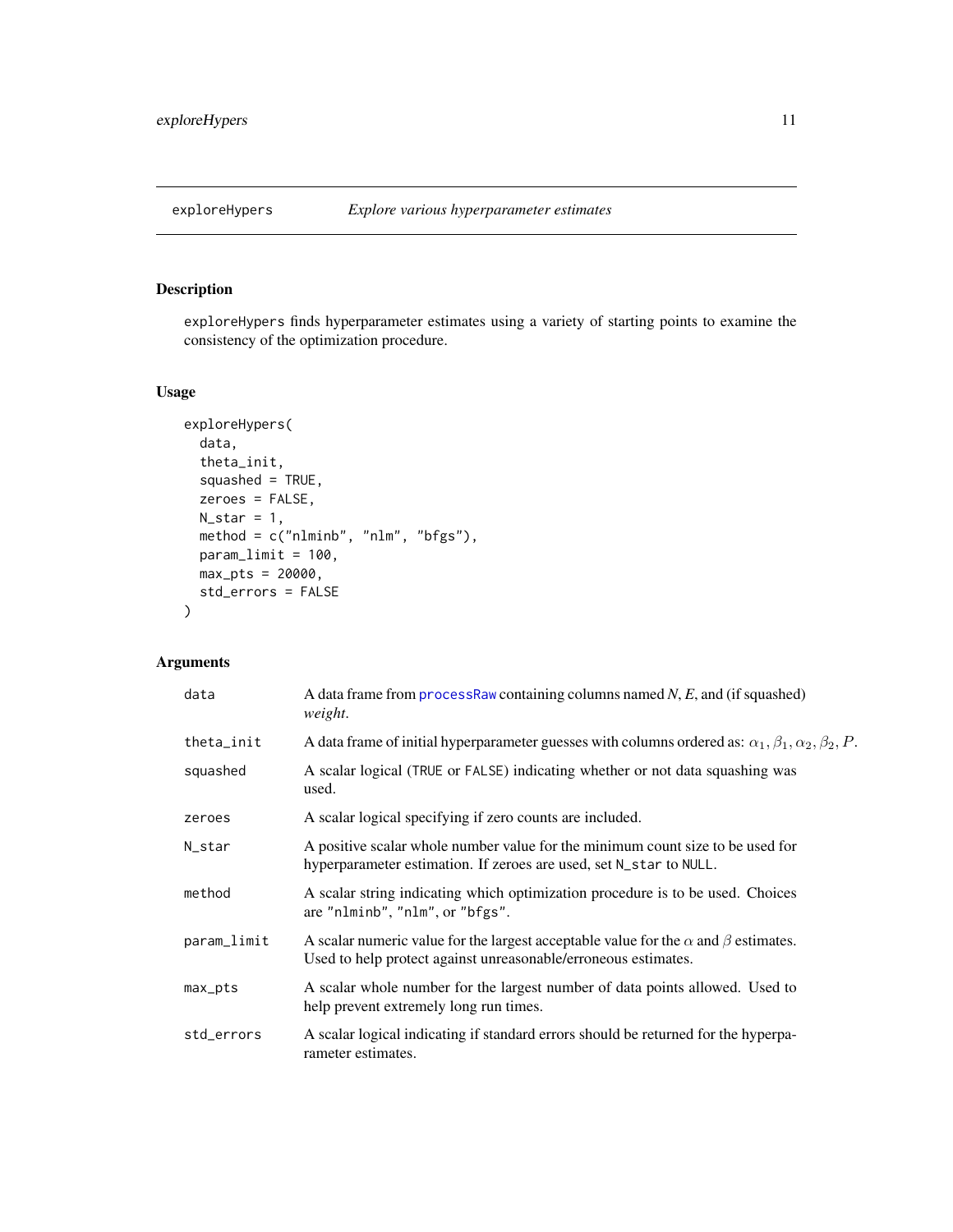# exploreHypers — *Explore various hyperparameter estimates*

## Description

exploreHypers finds hyperparameter estimates using a variety of starting points to examine the consistency of the optimization procedure.

## Usage

```
exploreHypers(
  data,
  theta_init,
  squashed = TRUE,
  zeroes = FALSE,
  N_star = 1,
  method = c("nlminb", "nlm", "bfgs"),
  param_limit = 100,
  max_pts = 20000,
  std_errors = FALSE
)
```

## Arguments

| Argument | Description |
|---|---|
| data | A data frame from processRaw containing columns named *N*, *E*, and (if squashed) *weight*. |
| theta_init | A data frame of initial hyperparameter guesses with columns ordered as: $\alpha_1, \beta_1, \alpha_2, \beta_2, P$. |
| squashed | A scalar logical (TRUE or FALSE) indicating whether or not data squashing was used. |
| zeroes | A scalar logical specifying if zero counts are included. |
| N_star | A positive scalar whole number value for the minimum count size to be used for hyperparameter estimation. If zeroes are used, set N_star to NULL. |
| method | A scalar string indicating which optimization procedure is to be used. Choices are "nlminb", "nlm", or "bfgs". |
| param_limit | A scalar numeric value for the largest acceptable value for the $\alpha$ and $\beta$ estimates. Used to help protect against unreasonable/erroneous estimates. |
| max_pts | A scalar whole number for the largest number of data points allowed. Used to help prevent extremely long run times. |
| std_errors | A scalar logical indicating if standard errors should be returned for the hyperparameter estimates. |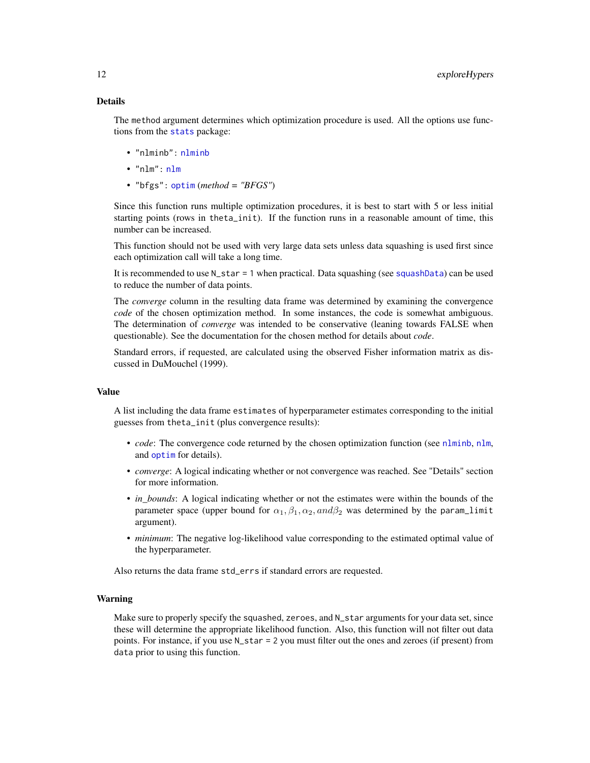### Details

The `method` argument determines which optimization procedure is used. All the options use functions from the `stats` package:

- `"nlminb"`: `nlminb`
- `"nlm"`: `nlm`
- `"bfgs"`: `optim` (*method = "BFGS"*)

Since this function runs multiple optimization procedures, it is best to start with 5 or less initial starting points (rows in `theta_init`). If the function runs in a reasonable amount of time, this number can be increased.

This function should not be used with very large data sets unless data squashing is used first since each optimization call will take a long time.

It is recommended to use `N_star = 1` when practical. Data squashing (see `squashData`) can be used to reduce the number of data points.

The *converge* column in the resulting data frame was determined by examining the convergence *code* of the chosen optimization method. In some instances, the code is somewhat ambiguous. The determination of *converge* was intended to be conservative (leaning towards FALSE when questionable). See the documentation for the chosen method for details about *code*.

Standard errors, if requested, are calculated using the observed Fisher information matrix as discussed in DuMouchel (1999).

### Value

A list including the data frame `estimates` of hyperparameter estimates corresponding to the initial guesses from `theta_init` (plus convergence results):

- *code*: The convergence code returned by the chosen optimization function (see `nlminb`, `nlm`, and `optim` for details).
- *converge*: A logical indicating whether or not convergence was reached. See "Details" section for more information.
- *in_bounds*: A logical indicating whether or not the estimates were within the bounds of the parameter space (upper bound for $\alpha_1, \beta_1, \alpha_2, and \beta_2$ was determined by the `param_limit` argument).
- *minimum*: The negative log-likelihood value corresponding to the estimated optimal value of the hyperparameter.

Also returns the data frame `std_errs` if standard errors are requested.

### Warning

Make sure to properly specify the `squashed`, `zeroes`, and `N_star` arguments for your data set, since these will determine the appropriate likelihood function. Also, this function will not filter out data points. For instance, if you use `N_star = 2` you must filter out the ones and zeroes (if present) from `data` prior to using this function.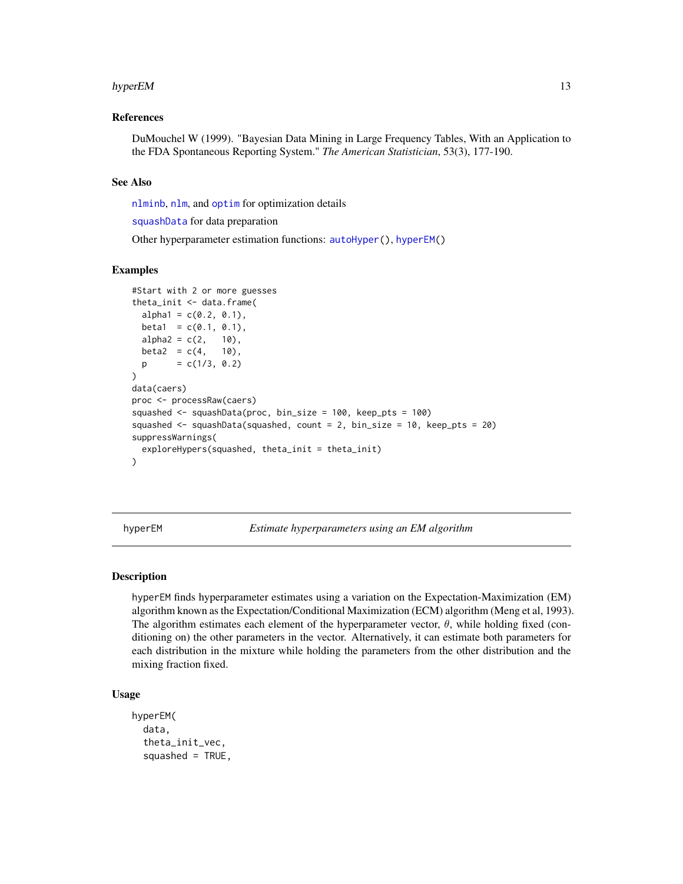## References

DuMouchel W (1999). "Bayesian Data Mining in Large Frequency Tables, With an Application to the FDA Spontaneous Reporting System." *The American Statistician*, 53(3), 177-190.

## See Also

`nlminb`, `nlm`, and `optim` for optimization details

`squashData` for data preparation

Other hyperparameter estimation functions: `autoHyper()`, `hyperEM()`

## Examples

```
#Start with 2 or more guesses
theta_init <- data.frame(
  alpha1 = c(0.2, 0.1),
  beta1  = c(0.1, 0.1),
  alpha2 = c(2,   10),
  beta2  = c(4,   10),
  p      = c(1/3, 0.2)
)
data(caers)
proc <- processRaw(caers)
squashed <- squashData(proc, bin_size = 100, keep_pts = 100)
squashed <- squashData(squashed, count = 2, bin_size = 10, keep_pts = 20)
suppressWarnings(
  exploreHypers(squashed, theta_init = theta_init)
)
```

---

# hyperEM — *Estimate hyperparameters using an EM algorithm*

## Description

hyperEM finds hyperparameter estimates using a variation on the Expectation-Maximization (EM) algorithm known as the Expectation/Conditional Maximization (ECM) algorithm (Meng et al, 1993). The algorithm estimates each element of the hyperparameter vector, $\theta$, while holding fixed (conditioning on) the other parameters in the vector. Alternatively, it can estimate both parameters for each distribution in the mixture while holding the parameters from the other distribution and the mixing fraction fixed.

## Usage

```
hyperEM(
  data,
  theta_init_vec,
  squashed = TRUE,
```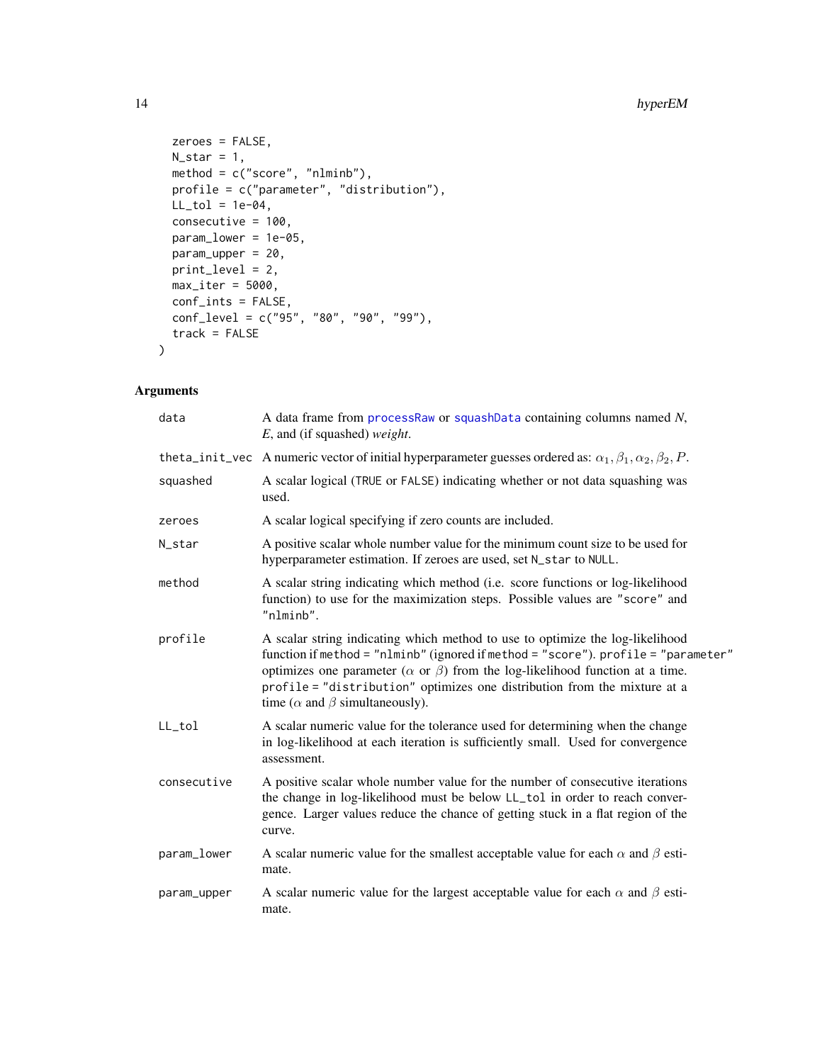```
  zeroes = FALSE,
  N_star = 1,
  method = c("score", "nlminb"),
  profile = c("parameter", "distribution"),
  LL_tol = 1e-04,
  consecutive = 100,
  param_lower = 1e-05,
  param_upper = 20,
  print_level = 2,
  max_iter = 5000,
  conf_ints = FALSE,
  conf_level = c("95", "80", "90", "99"),
  track = FALSE
)
```

## Arguments

| | |
|---|---|
| data | A data frame from processRaw or squashData containing columns named *N*, *E*, and (if squashed) *weight*. |
| theta_init_vec | A numeric vector of initial hyperparameter guesses ordered as: $\alpha_1, \beta_1, \alpha_2, \beta_2, P$. |
| squashed | A scalar logical (TRUE or FALSE) indicating whether or not data squashing was used. |
| zeroes | A scalar logical specifying if zero counts are included. |
| N_star | A positive scalar whole number value for the minimum count size to be used for hyperparameter estimation. If zeroes are used, set N_star to NULL. |
| method | A scalar string indicating which method (i.e. score functions or log-likelihood function) to use for the maximization steps. Possible values are "score" and "nlminb". |
| profile | A scalar string indicating which method to use to optimize the log-likelihood function if method = "nlminb" (ignored if method = "score"). profile = "parameter" optimizes one parameter ($\alpha$ or $\beta$) from the log-likelihood function at a time. profile = "distribution" optimizes one distribution from the mixture at a time ($\alpha$ and $\beta$ simultaneously). |
| LL_tol | A scalar numeric value for the tolerance used for determining when the change in log-likelihood at each iteration is sufficiently small. Used for convergence assessment. |
| consecutive | A positive scalar whole number value for the number of consecutive iterations the change in log-likelihood must be below LL_tol in order to reach convergence. Larger values reduce the chance of getting stuck in a flat region of the curve. |
| param_lower | A scalar numeric value for the smallest acceptable value for each $\alpha$ and $\beta$ estimate. |
| param_upper | A scalar numeric value for the largest acceptable value for each $\alpha$ and $\beta$ estimate. |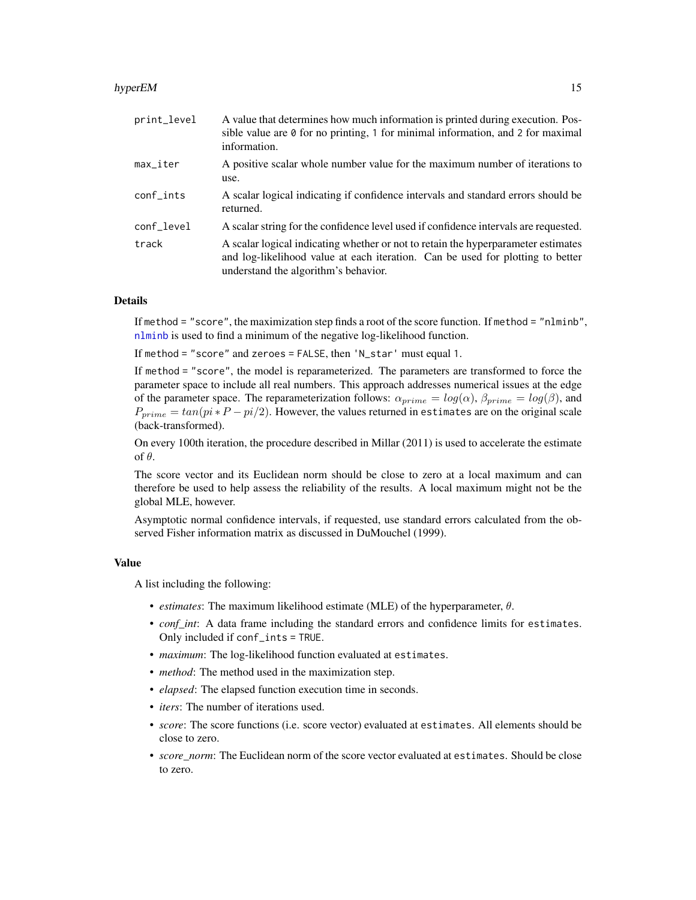| | |
|---|---|
| `print_level` | A value that determines how much information is printed during execution. Possible value are `0` for no printing, `1` for minimal information, and `2` for maximal information. |
| `max_iter` | A positive scalar whole number value for the maximum number of iterations to use. |
| `conf_ints` | A scalar logical indicating if confidence intervals and standard errors should be returned. |
| `conf_level` | A scalar string for the confidence level used if confidence intervals are requested. |
| `track` | A scalar logical indicating whether or not to retain the hyperparameter estimates and log-likelihood value at each iteration. Can be used for plotting to better understand the algorithm's behavior. |

## Details

If `method = "score"`, the maximization step finds a root of the score function. If `method = "nlminb"`, `nlminb` is used to find a minimum of the negative log-likelihood function.

If `method = "score"` and `zeroes = FALSE`, then `'N_star'` must equal `1`.

If `method = "score"`, the model is reparameterized. The parameters are transformed to force the parameter space to include all real numbers. This approach addresses numerical issues at the edge of the parameter space. The reparameterization follows: $\alpha_{prime} = log(\alpha)$, $\beta_{prime} = log(\beta)$, and $P_{prime} = tan(pi * P - pi/2)$. However, the values returned in `estimates` are on the original scale (back-transformed).

On every 100th iteration, the procedure described in Millar (2011) is used to accelerate the estimate of $\theta$.

The score vector and its Euclidean norm should be close to zero at a local maximum and can therefore be used to help assess the reliability of the results. A local maximum might not be the global MLE, however.

Asymptotic normal confidence intervals, if requested, use standard errors calculated from the observed Fisher information matrix as discussed in DuMouchel (1999).

## Value

A list including the following:

- *estimates*: The maximum likelihood estimate (MLE) of the hyperparameter, $\theta$.
- *conf_int*: A data frame including the standard errors and confidence limits for `estimates`. Only included if `conf_ints = TRUE`.
- *maximum*: The log-likelihood function evaluated at `estimates`.
- *method*: The method used in the maximization step.
- *elapsed*: The elapsed function execution time in seconds.
- *iters*: The number of iterations used.
- *score*: The score functions (i.e. score vector) evaluated at `estimates`. All elements should be close to zero.
- *score_norm*: The Euclidean norm of the score vector evaluated at `estimates`. Should be close to zero.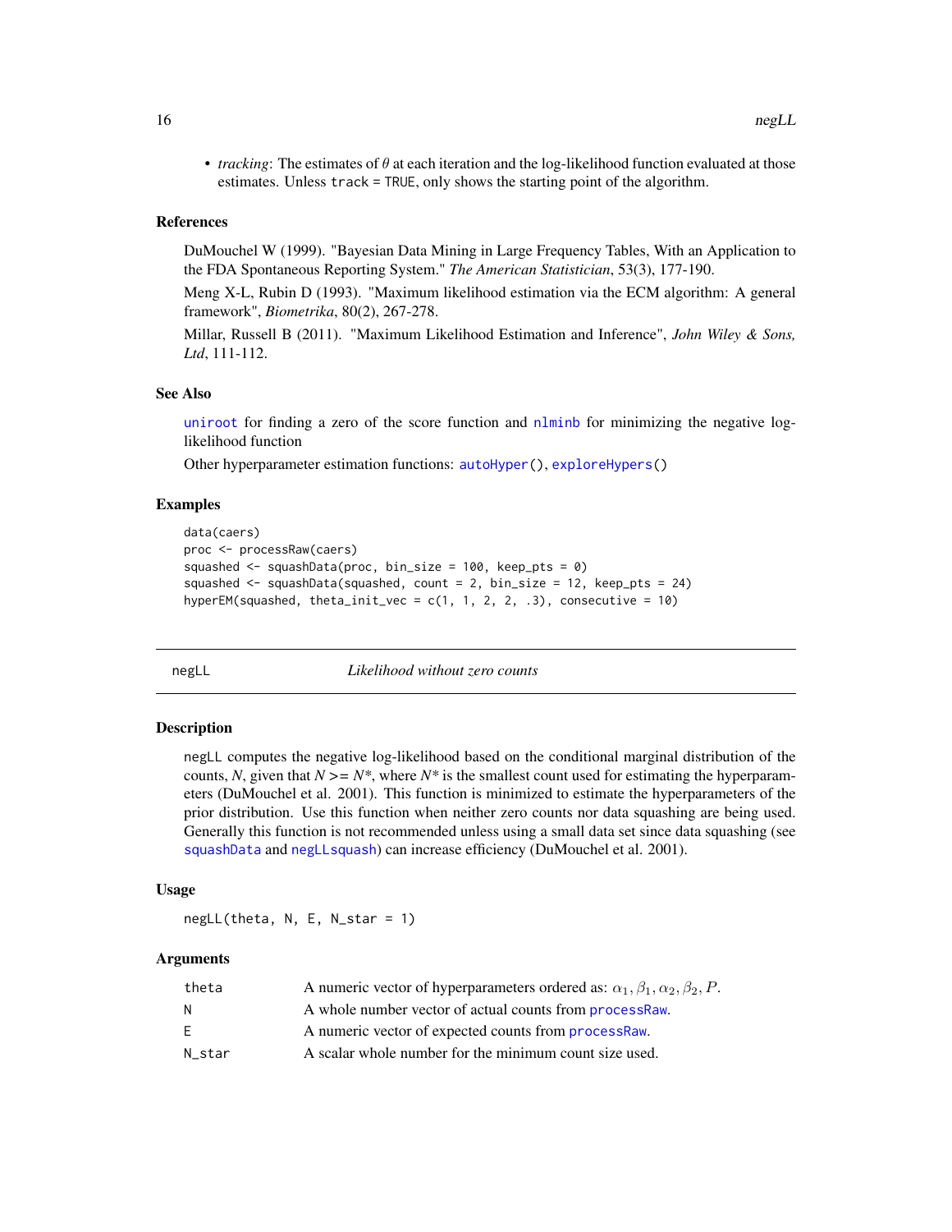- *tracking*: The estimates of $\theta$ at each iteration and the log-likelihood function evaluated at those estimates. Unless track = TRUE, only shows the starting point of the algorithm.

### References

DuMouchel W (1999). "Bayesian Data Mining in Large Frequency Tables, With an Application to the FDA Spontaneous Reporting System." *The American Statistician*, 53(3), 177-190.

Meng X-L, Rubin D (1993). "Maximum likelihood estimation via the ECM algorithm: A general framework", *Biometrika*, 80(2), 267-278.

Millar, Russell B (2011). "Maximum Likelihood Estimation and Inference", *John Wiley & Sons, Ltd*, 111-112.

### See Also

uniroot for finding a zero of the score function and nlminb for minimizing the negative log-likelihood function

Other hyperparameter estimation functions: autoHyper(), exploreHypers()

### Examples

```
data(caers)
proc <- processRaw(caers)
squashed <- squashData(proc, bin_size = 100, keep_pts = 0)
squashed <- squashData(squashed, count = 2, bin_size = 12, keep_pts = 24)
hyperEM(squashed, theta_init_vec = c(1, 1, 2, 2, .3), consecutive = 10)
```

---

## negLL — *Likelihood without zero counts*

### Description

negLL computes the negative log-likelihood based on the conditional marginal distribution of the counts, *N*, given that *N* >= *N\**, where *N\** is the smallest count used for estimating the hyperparameters (DuMouchel et al. 2001). This function is minimized to estimate the hyperparameters of the prior distribution. Use this function when neither zero counts nor data squashing are being used. Generally this function is not recommended unless using a small data set since data squashing (see squashData and negLLsquash) can increase efficiency (DuMouchel et al. 2001).

### Usage

```
negLL(theta, N, E, N_star = 1)
```

### Arguments

| | |
|---|---|
| theta | A numeric vector of hyperparameters ordered as: $\alpha_1, \beta_1, \alpha_2, \beta_2, P$. |
| N | A whole number vector of actual counts from processRaw. |
| E | A numeric vector of expected counts from processRaw. |
| N_star | A scalar whole number for the minimum count size used. |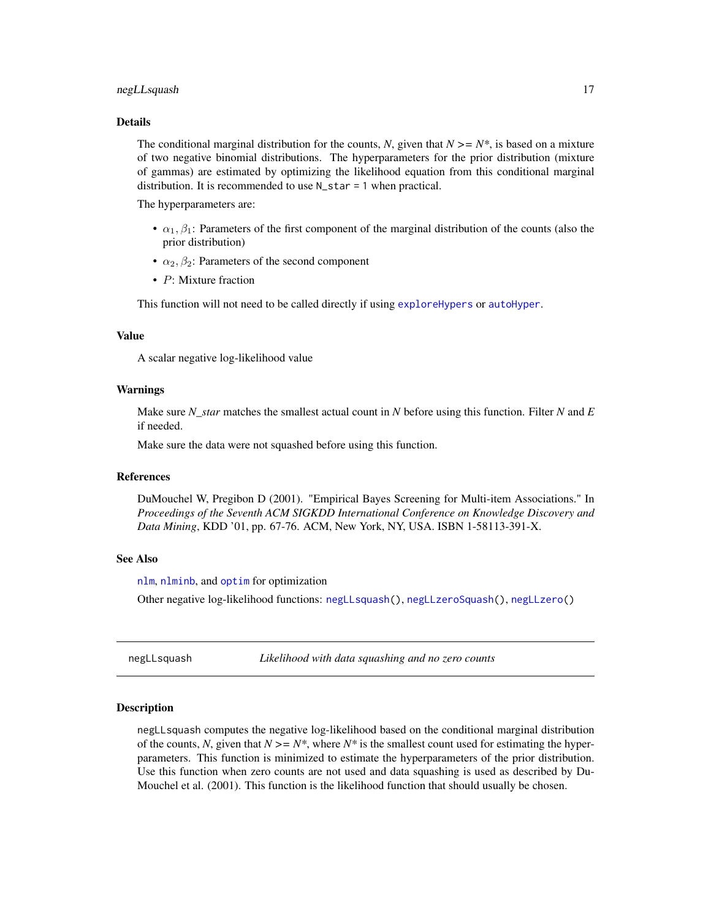### Details

The conditional marginal distribution for the counts, *N*, given that *N* >= *N\**, is based on a mixture of two negative binomial distributions. The hyperparameters for the prior distribution (mixture of gammas) are estimated by optimizing the likelihood equation from this conditional marginal distribution. It is recommended to use `N_star = 1` when practical.

The hyperparameters are:

- $\alpha_1, \beta_1$: Parameters of the first component of the marginal distribution of the counts (also the prior distribution)
- $\alpha_2, \beta_2$: Parameters of the second component
- $P$: Mixture fraction

This function will not need to be called directly if using `exploreHypers` or `autoHyper`.

### Value

A scalar negative log-likelihood value

### Warnings

Make sure *N_star* matches the smallest actual count in *N* before using this function. Filter *N* and *E* if needed.

Make sure the data were not squashed before using this function.

### References

DuMouchel W, Pregibon D (2001). "Empirical Bayes Screening for Multi-item Associations." In *Proceedings of the Seventh ACM SIGKDD International Conference on Knowledge Discovery and Data Mining*, KDD '01, pp. 67-76. ACM, New York, NY, USA. ISBN 1-58113-391-X.

### See Also

`nlm`, `nlminb`, and `optim` for optimization

Other negative log-likelihood functions: `negLLsquash()`, `negLLzeroSquash()`, `negLLzero()`

---

## negLLsquash — *Likelihood with data squashing and no zero counts*

### Description

`negLLsquash` computes the negative log-likelihood based on the conditional marginal distribution of the counts, *N*, given that *N* >= *N\**, where *N\** is the smallest count used for estimating the hyperparameters. This function is minimized to estimate the hyperparameters of the prior distribution. Use this function when zero counts are not used and data squashing is used as described by DuMouchel et al. (2001). This function is the likelihood function that should usually be chosen.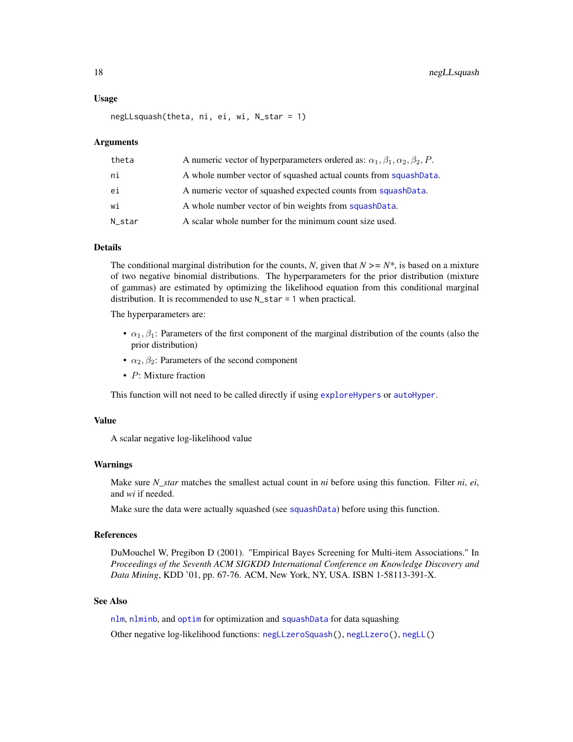### Usage

```
negLLsquash(theta, ni, ei, wi, N_star = 1)
```

### Arguments

| | |
|---|---|
| theta | A numeric vector of hyperparameters ordered as: $\alpha_1, \beta_1, \alpha_2, \beta_2, P$. |
| ni | A whole number vector of squashed actual counts from squashData. |
| ei | A numeric vector of squashed expected counts from squashData. |
| wi | A whole number vector of bin weights from squashData. |
| N_star | A scalar whole number for the minimum count size used. |

### Details

The conditional marginal distribution for the counts, *N*, given that *N* >= *N**, is based on a mixture of two negative binomial distributions. The hyperparameters for the prior distribution (mixture of gammas) are estimated by optimizing the likelihood equation from this conditional marginal distribution. It is recommended to use `N_star = 1` when practical.

The hyperparameters are:

- $\alpha_1, \beta_1$: Parameters of the first component of the marginal distribution of the counts (also the prior distribution)
- $\alpha_2, \beta_2$: Parameters of the second component
- $P$: Mixture fraction

This function will not need to be called directly if using exploreHypers or autoHyper.

### Value

A scalar negative log-likelihood value

### Warnings

Make sure *N_star* matches the smallest actual count in *ni* before using this function. Filter *ni*, *ei*, and *wi* if needed.

Make sure the data were actually squashed (see squashData) before using this function.

### References

DuMouchel W, Pregibon D (2001). "Empirical Bayes Screening for Multi-item Associations." In *Proceedings of the Seventh ACM SIGKDD International Conference on Knowledge Discovery and Data Mining*, KDD '01, pp. 67-76. ACM, New York, NY, USA. ISBN 1-58113-391-X.

### See Also

nlm, nlminb, and optim for optimization and squashData for data squashing

Other negative log-likelihood functions: negLLzeroSquash(), negLLzero(), negLL()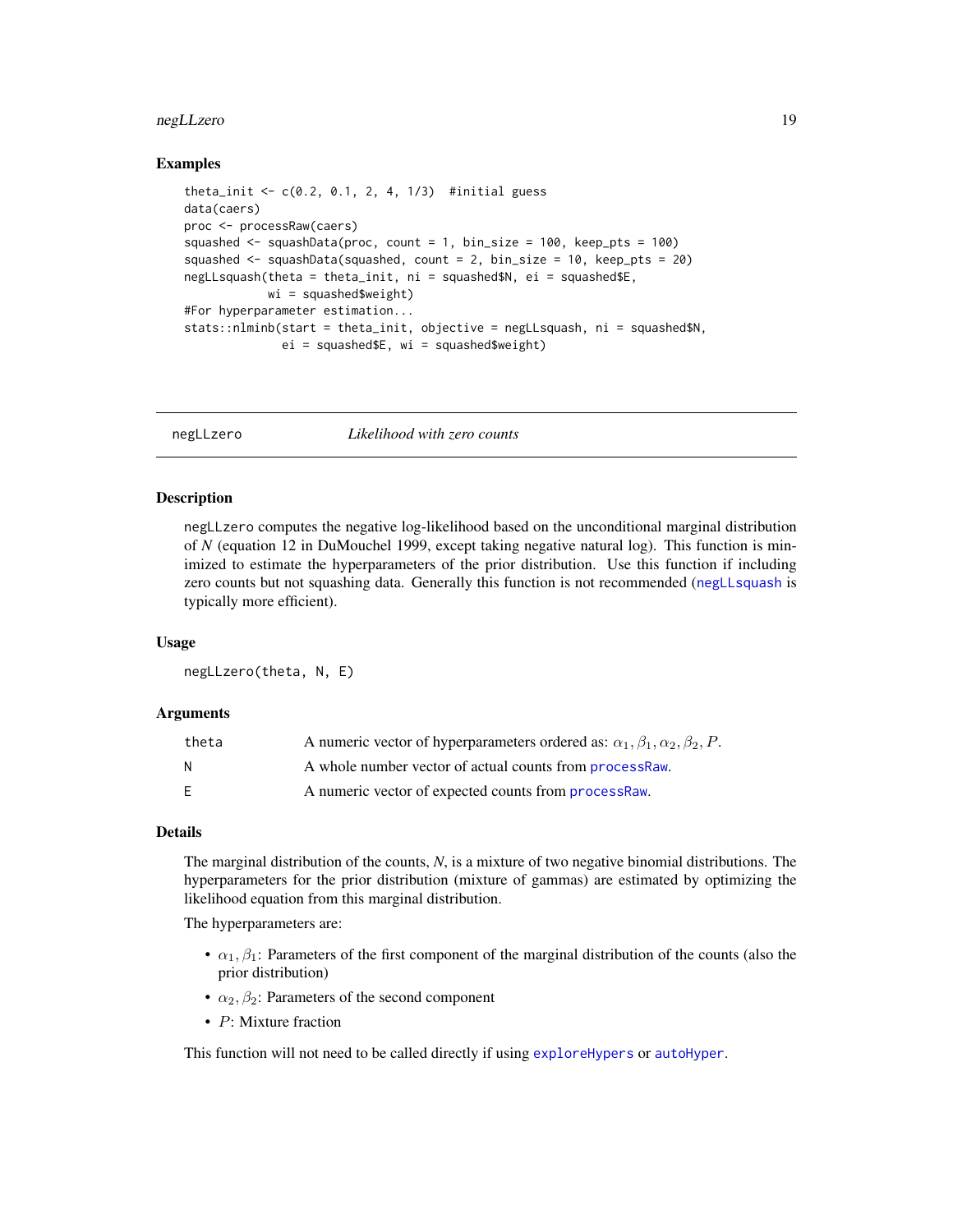## Examples

```
theta_init <- c(0.2, 0.1, 2, 4, 1/3)  #initial guess
data(caers)
proc <- processRaw(caers)
squashed <- squashData(proc, count = 1, bin_size = 100, keep_pts = 100)
squashed <- squashData(squashed, count = 2, bin_size = 10, keep_pts = 20)
negLLsquash(theta = theta_init, ni = squashed$N, ei = squashed$E,
            wi = squashed$weight)
#For hyperparameter estimation...
stats::nlminb(start = theta_init, objective = negLLsquash, ni = squashed$N,
              ei = squashed$E, wi = squashed$weight)
```

---

# negLLzero *Likelihood with zero counts*

## Description

negLLzero computes the negative log-likelihood based on the unconditional marginal distribution of *N* (equation 12 in DuMouchel 1999, except taking negative natural log). This function is minimized to estimate the hyperparameters of the prior distribution. Use this function if including zero counts but not squashing data. Generally this function is not recommended (negLLsquash is typically more efficient).

## Usage

```
negLLzero(theta, N, E)
```

## Arguments

| | |
|---|---|
| theta | A numeric vector of hyperparameters ordered as: $\alpha_1, \beta_1, \alpha_2, \beta_2, P$. |
| N | A whole number vector of actual counts from processRaw. |
| E | A numeric vector of expected counts from processRaw. |

## Details

The marginal distribution of the counts, *N*, is a mixture of two negative binomial distributions. The hyperparameters for the prior distribution (mixture of gammas) are estimated by optimizing the likelihood equation from this marginal distribution.

The hyperparameters are:

- $\alpha_1, \beta_1$: Parameters of the first component of the marginal distribution of the counts (also the prior distribution)
- $\alpha_2, \beta_2$: Parameters of the second component
- $P$: Mixture fraction

This function will not need to be called directly if using exploreHypers or autoHyper.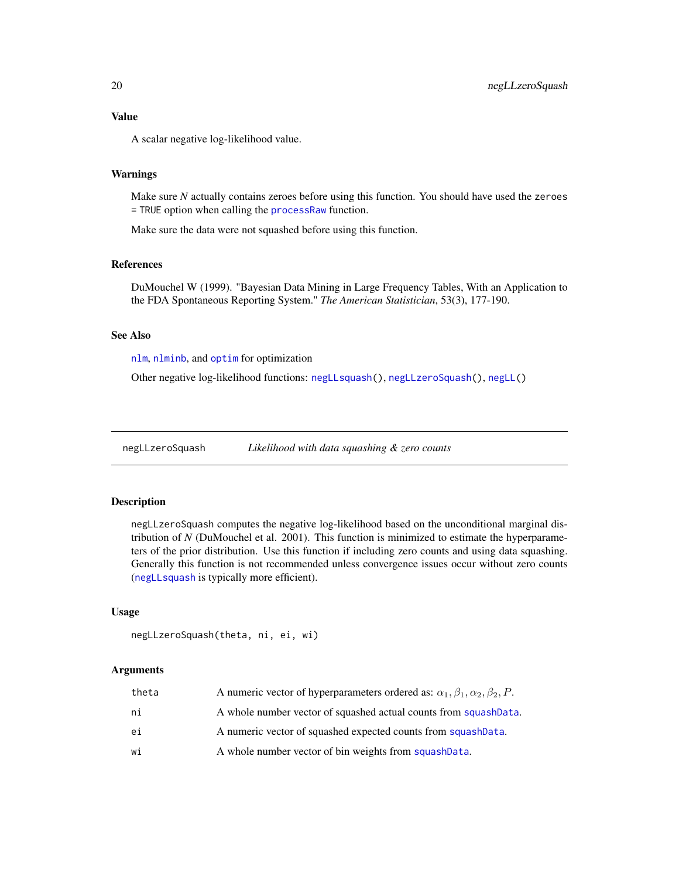### Value

A scalar negative log-likelihood value.

### Warnings

Make sure *N* actually contains zeroes before using this function. You should have used the `zeroes = TRUE` option when calling the `processRaw` function.

Make sure the data were not squashed before using this function.

### References

DuMouchel W (1999). "Bayesian Data Mining in Large Frequency Tables, With an Application to the FDA Spontaneous Reporting System." *The American Statistician*, 53(3), 177-190.

### See Also

`nlm`, `nlminb`, and `optim` for optimization

Other negative log-likelihood functions: `negLLsquash()`, `negLLzeroSquash()`, `negLL()`

---

## negLLzeroSquash — *Likelihood with data squashing & zero counts*

### Description

`negLLzeroSquash` computes the negative log-likelihood based on the unconditional marginal distribution of *N* (DuMouchel et al. 2001). This function is minimized to estimate the hyperparameters of the prior distribution. Use this function if including zero counts and using data squashing. Generally this function is not recommended unless convergence issues occur without zero counts (`negLLsquash` is typically more efficient).

### Usage

```
negLLzeroSquash(theta, ni, ei, wi)
```

### Arguments

| | |
|---|---|
| `theta` | A numeric vector of hyperparameters ordered as: $\alpha_1, \beta_1, \alpha_2, \beta_2, P$. |
| `ni` | A whole number vector of squashed actual counts from `squashData`. |
| `ei` | A numeric vector of squashed expected counts from `squashData`. |
| `wi` | A whole number vector of bin weights from `squashData`. |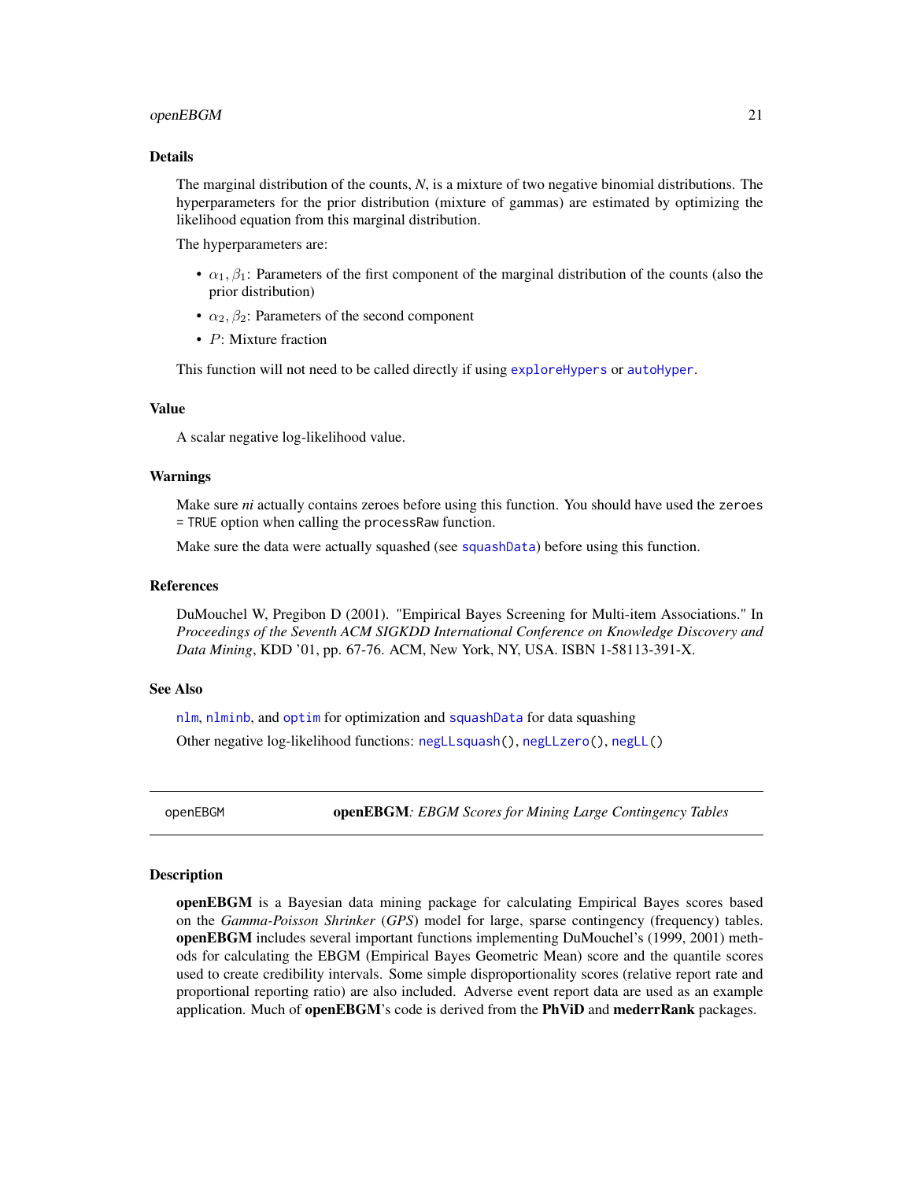### Details

The marginal distribution of the counts, *N*, is a mixture of two negative binomial distributions. The hyperparameters for the prior distribution (mixture of gammas) are estimated by optimizing the likelihood equation from this marginal distribution.

The hyperparameters are:

- $\alpha_1, \beta_1$: Parameters of the first component of the marginal distribution of the counts (also the prior distribution)
- $\alpha_2, \beta_2$: Parameters of the second component
- $P$: Mixture fraction

This function will not need to be called directly if using `exploreHypers` or `autoHyper`.

### Value

A scalar negative log-likelihood value.

### Warnings

Make sure *ni* actually contains zeroes before using this function. You should have used the `zeroes = TRUE` option when calling the `processRaw` function.

Make sure the data were actually squashed (see `squashData`) before using this function.

### References

DuMouchel W, Pregibon D (2001). "Empirical Bayes Screening for Multi-item Associations." In *Proceedings of the Seventh ACM SIGKDD International Conference on Knowledge Discovery and Data Mining*, KDD '01, pp. 67-76. ACM, New York, NY, USA. ISBN 1-58113-391-X.

### See Also

`nlm`, `nlminb`, and `optim` for optimization and `squashData` for data squashing

Other negative log-likelihood functions: `negLLsquash()`, `negLLzero()`, `negLL()`

---

## openEBGM — **openEBGM**: *EBGM Scores for Mining Large Contingency Tables*

### Description

**openEBGM** is a Bayesian data mining package for calculating Empirical Bayes scores based on the *Gamma-Poisson Shrinker* (*GPS*) model for large, sparse contingency (frequency) tables. **openEBGM** includes several important functions implementing DuMouchel's (1999, 2001) methods for calculating the EBGM (Empirical Bayes Geometric Mean) score and the quantile scores used to create credibility intervals. Some simple disproportionality scores (relative report rate and proportional reporting ratio) are also included. Adverse event report data are used as an example application. Much of **openEBGM**'s code is derived from the **PhViD** and **mederrRank** packages.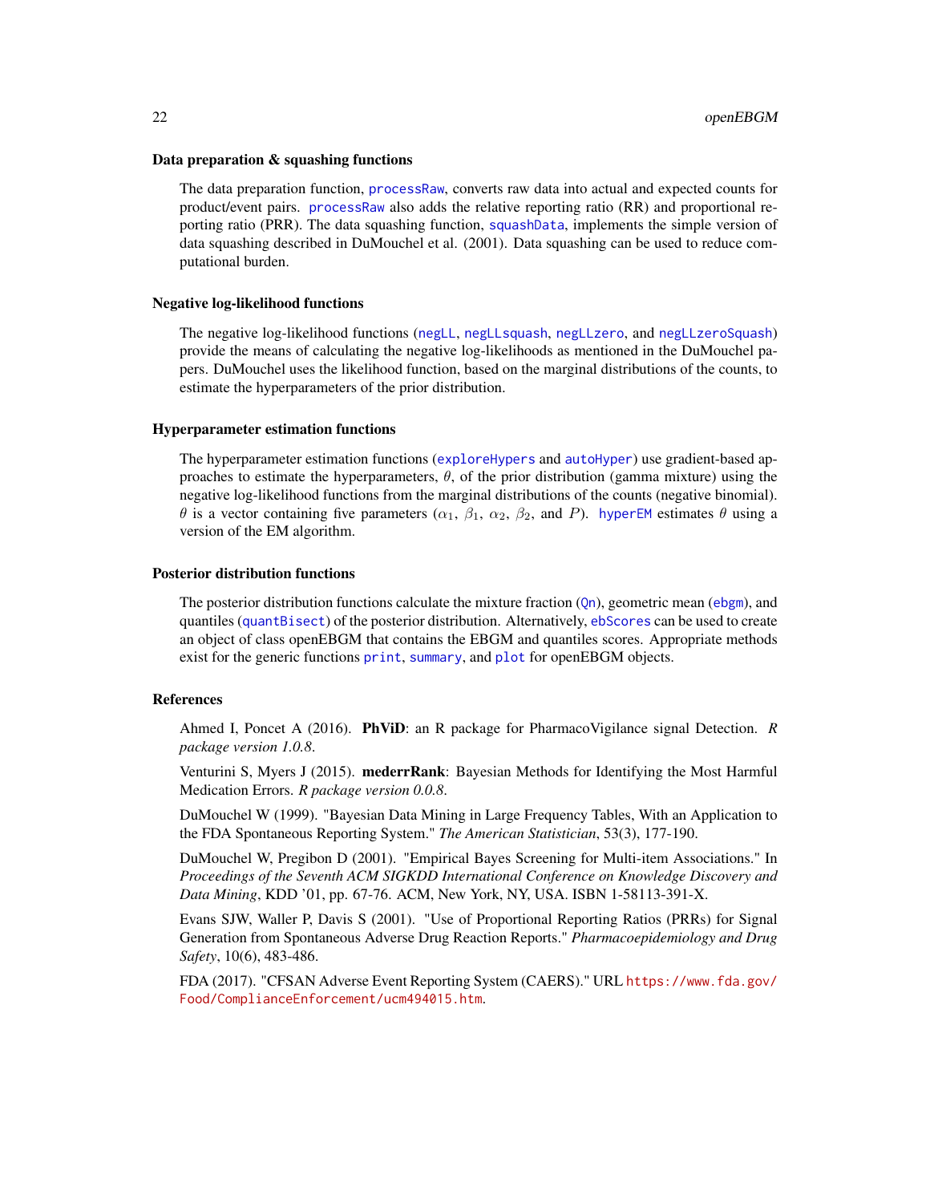### Data preparation & squashing functions

The data preparation function, `processRaw`, converts raw data into actual and expected counts for product/event pairs. `processRaw` also adds the relative reporting ratio (RR) and proportional reporting ratio (PRR). The data squashing function, `squashData`, implements the simple version of data squashing described in DuMouchel et al. (2001). Data squashing can be used to reduce computational burden.

### Negative log-likelihood functions

The negative log-likelihood functions (`negLL`, `negLLsquash`, `negLLzero`, and `negLLzeroSquash`) provide the means of calculating the negative log-likelihoods as mentioned in the DuMouchel papers. DuMouchel uses the likelihood function, based on the marginal distributions of the counts, to estimate the hyperparameters of the prior distribution.

### Hyperparameter estimation functions

The hyperparameter estimation functions (`exploreHypers` and `autoHyper`) use gradient-based approaches to estimate the hyperparameters, $\theta$, of the prior distribution (gamma mixture) using the negative log-likelihood functions from the marginal distributions of the counts (negative binomial). $\theta$ is a vector containing five parameters ($\alpha_1$, $\beta_1$, $\alpha_2$, $\beta_2$, and $P$). `hyperEM` estimates $\theta$ using a version of the EM algorithm.

### Posterior distribution functions

The posterior distribution functions calculate the mixture fraction (`Qn`), geometric mean (`ebgm`), and quantiles (`quantBisect`) of the posterior distribution. Alternatively, `ebScores` can be used to create an object of class openEBGM that contains the EBGM and quantiles scores. Appropriate methods exist for the generic functions `print`, `summary`, and `plot` for openEBGM objects.

### References

Ahmed I, Poncet A (2016). **PhViD**: an R package for PharmacoVigilance signal Detection. *R package version 1.0.8*.

Venturini S, Myers J (2015). **mederrRank**: Bayesian Methods for Identifying the Most Harmful Medication Errors. *R package version 0.0.8*.

DuMouchel W (1999). "Bayesian Data Mining in Large Frequency Tables, With an Application to the FDA Spontaneous Reporting System." *The American Statistician*, 53(3), 177-190.

DuMouchel W, Pregibon D (2001). "Empirical Bayes Screening for Multi-item Associations." In *Proceedings of the Seventh ACM SIGKDD International Conference on Knowledge Discovery and Data Mining*, KDD '01, pp. 67-76. ACM, New York, NY, USA. ISBN 1-58113-391-X.

Evans SJW, Waller P, Davis S (2001). "Use of Proportional Reporting Ratios (PRRs) for Signal Generation from Spontaneous Adverse Drug Reaction Reports." *Pharmacoepidemiology and Drug Safety*, 10(6), 483-486.

FDA (2017). "CFSAN Adverse Event Reporting System (CAERS)." URL https://www.fda.gov/Food/ComplianceEnforcement/ucm494015.htm.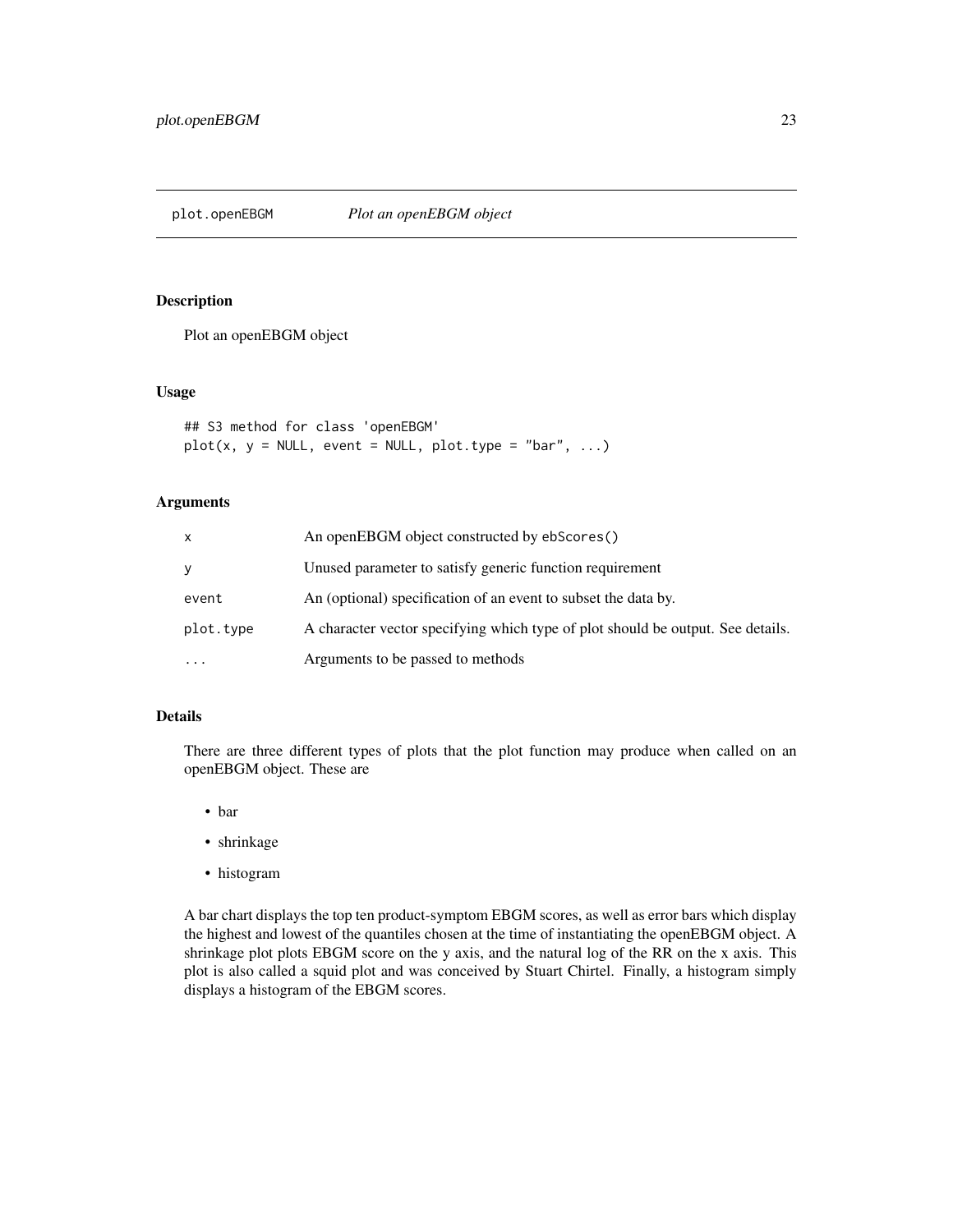# plot.openEBGM *Plot an openEBGM object*

## Description

Plot an openEBGM object

## Usage

```
## S3 method for class 'openEBGM'
plot(x, y = NULL, event = NULL, plot.type = "bar", ...)
```

## Arguments

| | |
|---|---|
| x | An openEBGM object constructed by ebScores() |
| y | Unused parameter to satisfy generic function requirement |
| event | An (optional) specification of an event to subset the data by. |
| plot.type | A character vector specifying which type of plot should be output. See details. |
| ... | Arguments to be passed to methods |

## Details

There are three different types of plots that the plot function may produce when called on an openEBGM object. These are

- bar
- shrinkage
- histogram

A bar chart displays the top ten product-symptom EBGM scores, as well as error bars which display the highest and lowest of the quantiles chosen at the time of instantiating the openEBGM object. A shrinkage plot plots EBGM score on the y axis, and the natural log of the RR on the x axis. This plot is also called a squid plot and was conceived by Stuart Chirtel. Finally, a histogram simply displays a histogram of the EBGM scores.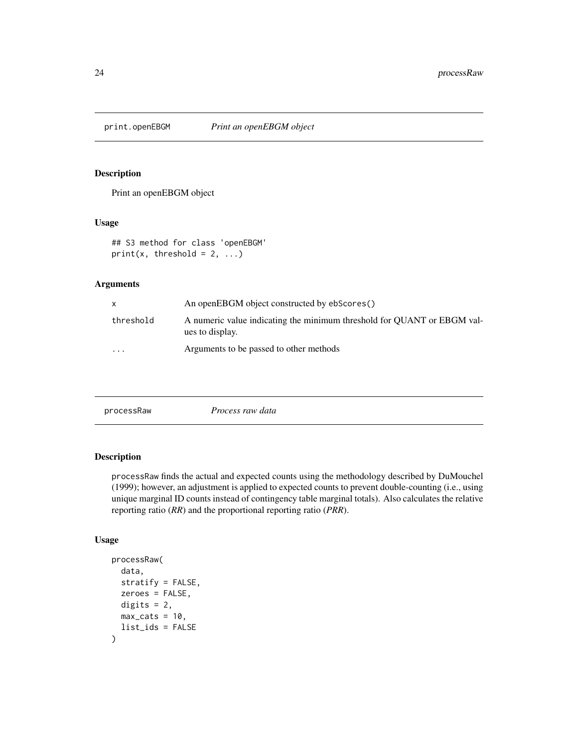## print.openEBGM    *Print an openEBGM object*

### Description

Print an openEBGM object

### Usage

```
## S3 method for class 'openEBGM'
print(x, threshold = 2, ...)
```

### Arguments

| | |
|---|---|
| x | An openEBGM object constructed by ebScores() |
| threshold | A numeric value indicating the minimum threshold for QUANT or EBGM values to display. |
| ... | Arguments to be passed to other methods |

## processRaw    *Process raw data*

### Description

processRaw finds the actual and expected counts using the methodology described by DuMouchel (1999); however, an adjustment is applied to expected counts to prevent double-counting (i.e., using unique marginal ID counts instead of contingency table marginal totals). Also calculates the relative reporting ratio (*RR*) and the proportional reporting ratio (*PRR*).

### Usage

```
processRaw(
  data,
  stratify = FALSE,
  zeroes = FALSE,
  digits = 2,
  max_cats = 10,
  list_ids = FALSE
)
```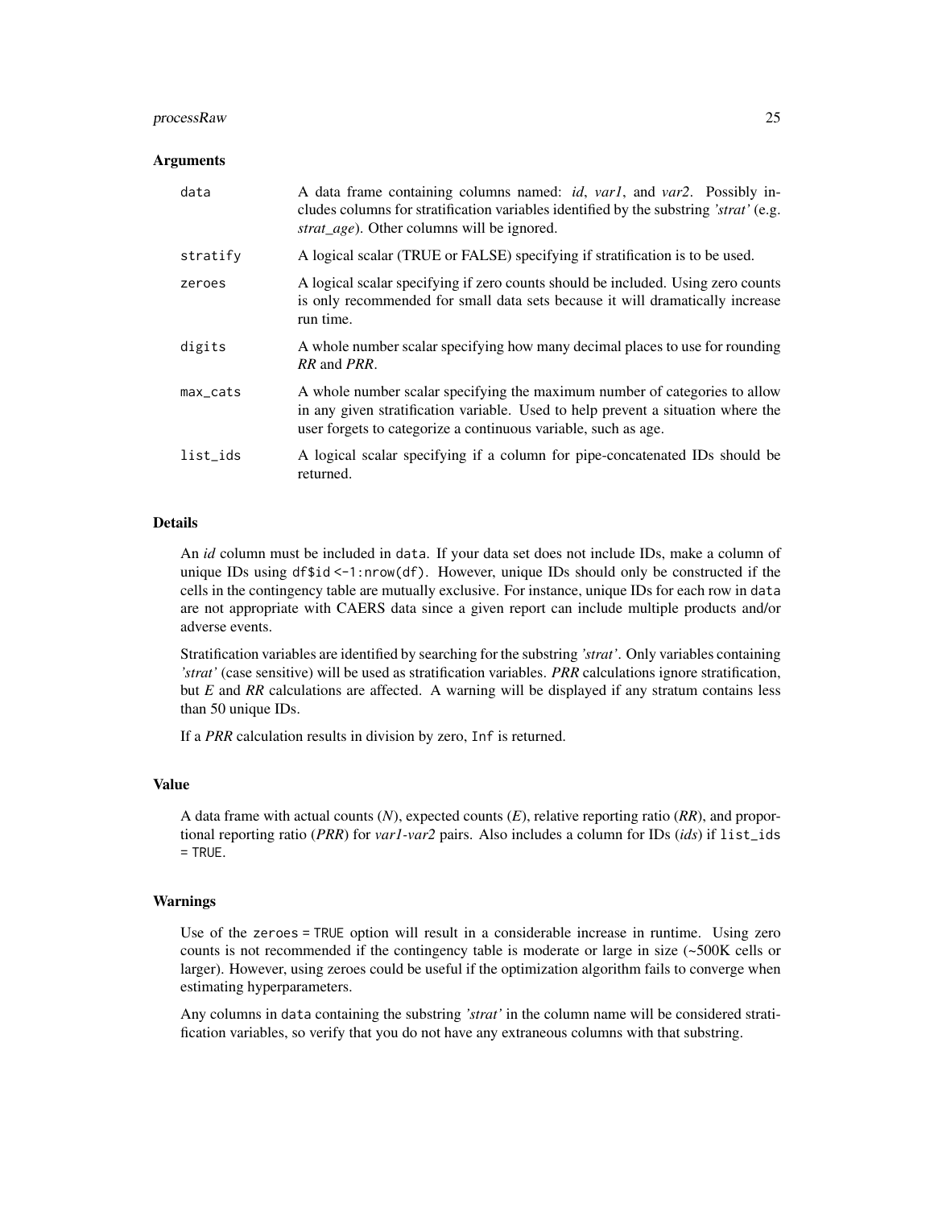### Arguments

- `data` — A data frame containing columns named: *id*, *var1*, and *var2*. Possibly includes columns for stratification variables identified by the substring *'strat'* (e.g. *strat_age*). Other columns will be ignored.
- `stratify` — A logical scalar (TRUE or FALSE) specifying if stratification is to be used.
- `zeroes` — A logical scalar specifying if zero counts should be included. Using zero counts is only recommended for small data sets because it will dramatically increase run time.
- `digits` — A whole number scalar specifying how many decimal places to use for rounding *RR* and *PRR*.
- `max_cats` — A whole number scalar specifying the maximum number of categories to allow in any given stratification variable. Used to help prevent a situation where the user forgets to categorize a continuous variable, such as age.
- `list_ids` — A logical scalar specifying if a column for pipe-concatenated IDs should be returned.

### Details

An *id* column must be included in `data`. If your data set does not include IDs, make a column of unique IDs using `df$id <-1:nrow(df)`. However, unique IDs should only be constructed if the cells in the contingency table are mutually exclusive. For instance, unique IDs for each row in `data` are not appropriate with CAERS data since a given report can include multiple products and/or adverse events.

Stratification variables are identified by searching for the substring *'strat'*. Only variables containing *'strat'* (case sensitive) will be used as stratification variables. *PRR* calculations ignore stratification, but *E* and *RR* calculations are affected. A warning will be displayed if any stratum contains less than 50 unique IDs.

If a *PRR* calculation results in division by zero, `Inf` is returned.

### Value

A data frame with actual counts (*N*), expected counts (*E*), relative reporting ratio (*RR*), and proportional reporting ratio (*PRR*) for *var1-var2* pairs. Also includes a column for IDs (*ids*) if `list_ids = TRUE`.

### Warnings

Use of the `zeroes = TRUE` option will result in a considerable increase in runtime. Using zero counts is not recommended if the contingency table is moderate or large in size (~500K cells or larger). However, using zeroes could be useful if the optimization algorithm fails to converge when estimating hyperparameters.

Any columns in `data` containing the substring *'strat'* in the column name will be considered stratification variables, so verify that you do not have any extraneous columns with that substring.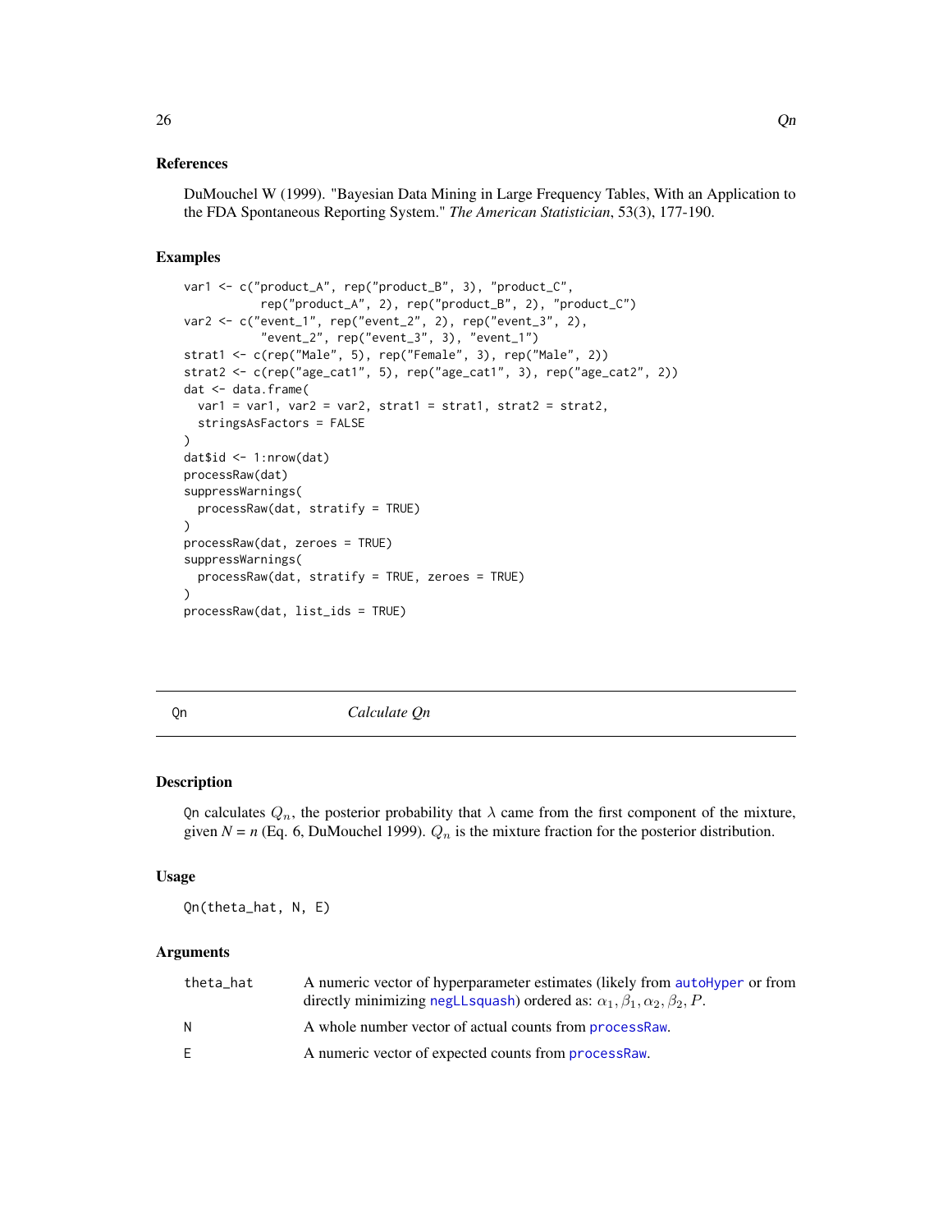## References

DuMouchel W (1999). "Bayesian Data Mining in Large Frequency Tables, With an Application to the FDA Spontaneous Reporting System." *The American Statistician*, 53(3), 177-190.

## Examples

```
var1 <- c("product_A", rep("product_B", 3), "product_C",
           rep("product_A", 2), rep("product_B", 2), "product_C")
var2 <- c("event_1", rep("event_2", 2), rep("event_3", 2),
           "event_2", rep("event_3", 3), "event_1")
strat1 <- c(rep("Male", 5), rep("Female", 3), rep("Male", 2))
strat2 <- c(rep("age_cat1", 5), rep("age_cat1", 3), rep("age_cat2", 2))
dat <- data.frame(
  var1 = var1, var2 = var2, strat1 = strat1, strat2 = strat2,
  stringsAsFactors = FALSE
)
dat$id <- 1:nrow(dat)
processRaw(dat)
suppressWarnings(
  processRaw(dat, stratify = TRUE)
)
processRaw(dat, zeroes = TRUE)
suppressWarnings(
  processRaw(dat, stratify = TRUE, zeroes = TRUE)
)
processRaw(dat, list_ids = TRUE)
```

---

# Qn — *Calculate Qn*

## Description

Qn calculates $Q_n$, the posterior probability that $\lambda$ came from the first component of the mixture, given $N = n$ (Eq. 6, DuMouchel 1999). $Q_n$ is the mixture fraction for the posterior distribution.

## Usage

```
Qn(theta_hat, N, E)
```

## Arguments

| | |
|---|---|
| theta_hat | A numeric vector of hyperparameter estimates (likely from autoHyper or from directly minimizing negLLsquash) ordered as: $\alpha_1, \beta_1, \alpha_2, \beta_2, P$. |
| N | A whole number vector of actual counts from processRaw. |
| E | A numeric vector of expected counts from processRaw. |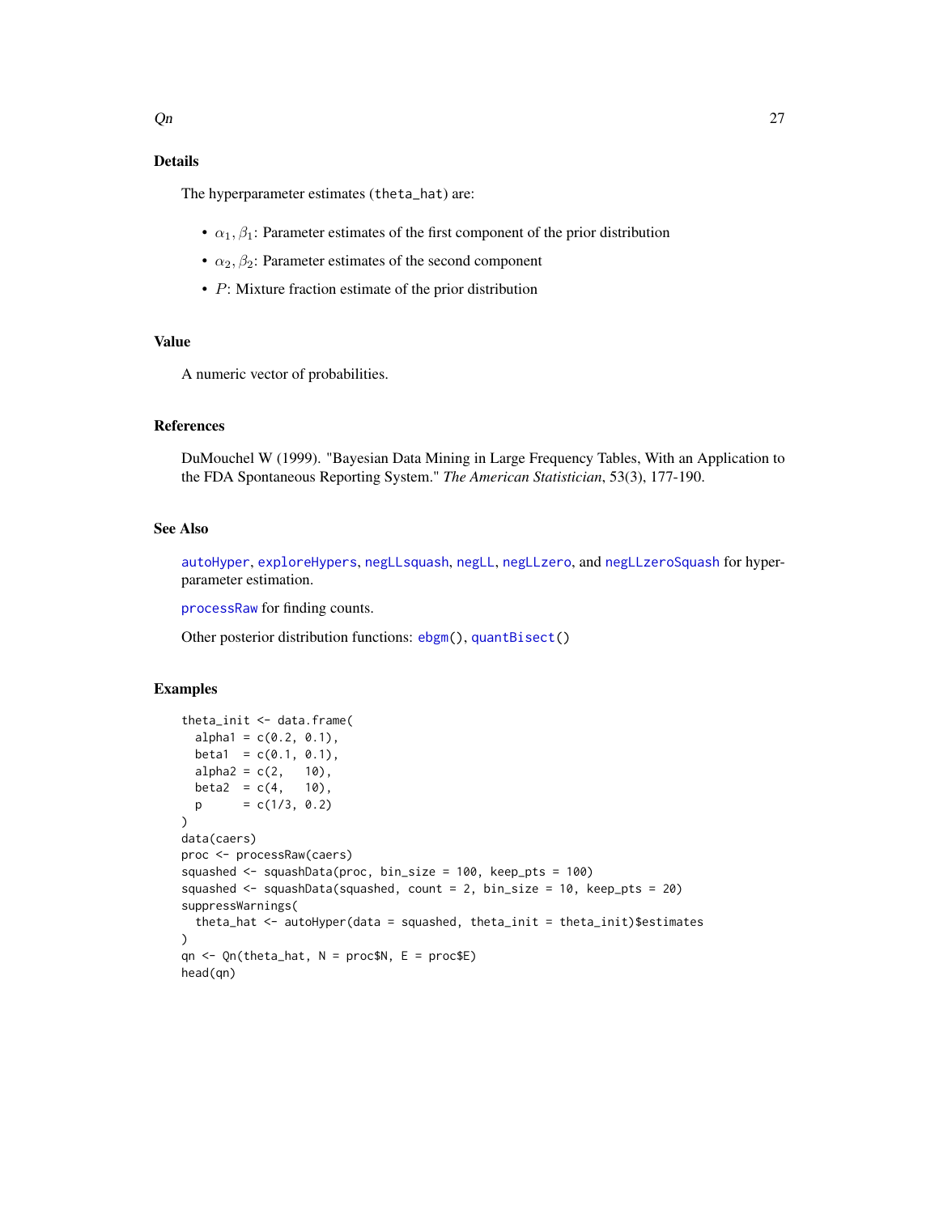## Details

The hyperparameter estimates (`theta_hat`) are:

- $\alpha_1, \beta_1$: Parameter estimates of the first component of the prior distribution
- $\alpha_2, \beta_2$: Parameter estimates of the second component
- $P$: Mixture fraction estimate of the prior distribution

## Value

A numeric vector of probabilities.

## References

DuMouchel W (1999). "Bayesian Data Mining in Large Frequency Tables, With an Application to the FDA Spontaneous Reporting System." *The American Statistician*, 53(3), 177-190.

## See Also

`autoHyper`, `exploreHypers`, `negLLsquash`, `negLL`, `negLLzero`, and `negLLzeroSquash` for hyper-parameter estimation.

`processRaw` for finding counts.

Other posterior distribution functions: `ebgm()`, `quantBisect()`

## Examples

```
theta_init <- data.frame(
  alpha1 = c(0.2, 0.1),
  beta1  = c(0.1, 0.1),
  alpha2 = c(2,   10),
  beta2  = c(4,   10),
  p      = c(1/3, 0.2)
)
data(caers)
proc <- processRaw(caers)
squashed <- squashData(proc, bin_size = 100, keep_pts = 100)
squashed <- squashData(squashed, count = 2, bin_size = 10, keep_pts = 20)
suppressWarnings(
  theta_hat <- autoHyper(data = squashed, theta_init = theta_init)$estimates
)
qn <- Qn(theta_hat, N = proc$N, E = proc$E)
head(qn)
```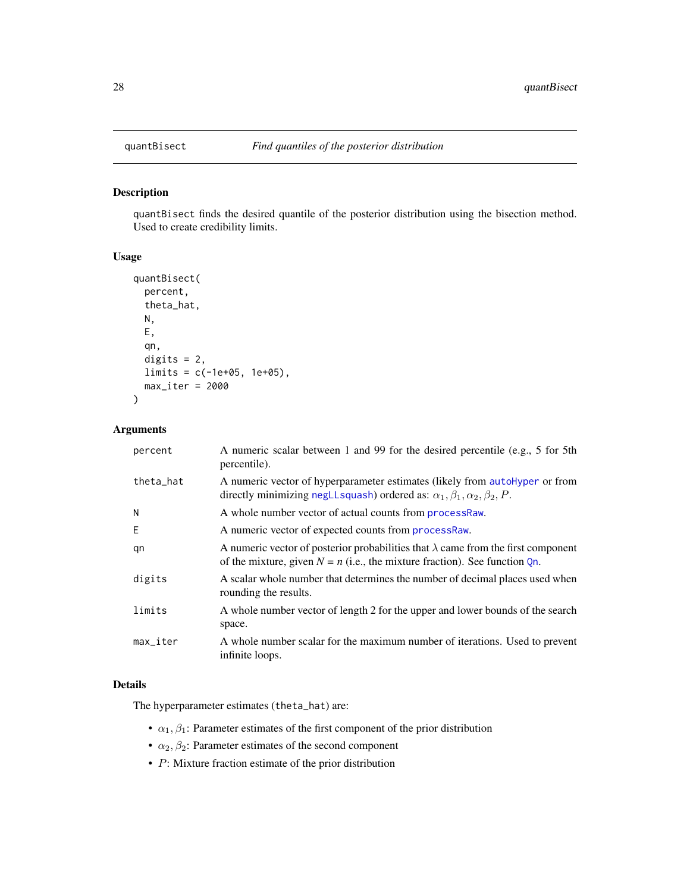## quantBisect — *Find quantiles of the posterior distribution*

### Description

`quantBisect` finds the desired quantile of the posterior distribution using the bisection method. Used to create credibility limits.

### Usage

```
quantBisect(
  percent,
  theta_hat,
  N,
  E,
  qn,
  digits = 2,
  limits = c(-1e+05, 1e+05),
  max_iter = 2000
)
```

### Arguments

| | |
|---|---|
| `percent` | A numeric scalar between 1 and 99 for the desired percentile (e.g., 5 for 5th percentile). |
| `theta_hat` | A numeric vector of hyperparameter estimates (likely from `autoHyper` or from directly minimizing `negLLsquash`) ordered as: $\alpha_1, \beta_1, \alpha_2, \beta_2, P$. |
| `N` | A whole number vector of actual counts from `processRaw`. |
| `E` | A numeric vector of expected counts from `processRaw`. |
| `qn` | A numeric vector of posterior probabilities that $\lambda$ came from the first component of the mixture, given $N = n$ (i.e., the mixture fraction). See function `Qn`. |
| `digits` | A scalar whole number that determines the number of decimal places used when rounding the results. |
| `limits` | A whole number vector of length 2 for the upper and lower bounds of the search space. |
| `max_iter` | A whole number scalar for the maximum number of iterations. Used to prevent infinite loops. |

### Details

The hyperparameter estimates (`theta_hat`) are:

- $\alpha_1, \beta_1$: Parameter estimates of the first component of the prior distribution
- $\alpha_2, \beta_2$: Parameter estimates of the second component
- $P$: Mixture fraction estimate of the prior distribution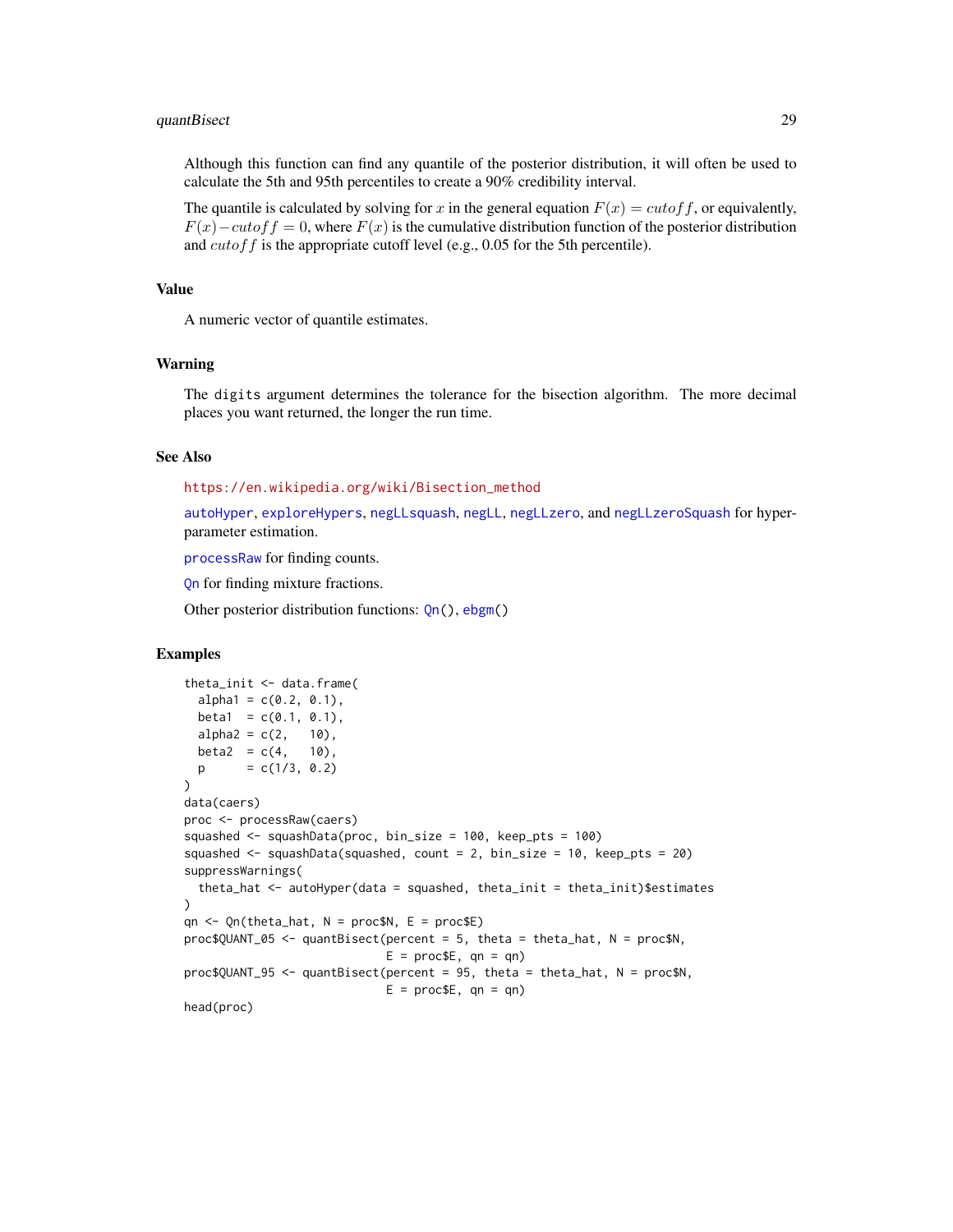Although this function can find any quantile of the posterior distribution, it will often be used to calculate the 5th and 95th percentiles to create a 90% credibility interval.

The quantile is calculated by solving for $x$ in the general equation $F(x) = cutoff$, or equivalently, $F(x) - cutoff = 0$, where $F(x)$ is the cumulative distribution function of the posterior distribution and $cutoff$ is the appropriate cutoff level (e.g., 0.05 for the 5th percentile).

## Value

A numeric vector of quantile estimates.

## Warning

The `digits` argument determines the tolerance for the bisection algorithm. The more decimal places you want returned, the longer the run time.

## See Also

https://en.wikipedia.org/wiki/Bisection_method

autoHyper, exploreHypers, negLLsquash, negLL, negLLzero, and negLLzeroSquash for hyper-parameter estimation.

processRaw for finding counts.

Qn for finding mixture fractions.

Other posterior distribution functions: Qn(), ebgm()

## Examples

```
theta_init <- data.frame(
  alpha1 = c(0.2, 0.1),
  beta1  = c(0.1, 0.1),
  alpha2 = c(2,   10),
  beta2  = c(4,   10),
  p      = c(1/3, 0.2)
)
data(caers)
proc <- processRaw(caers)
squashed <- squashData(proc, bin_size = 100, keep_pts = 100)
squashed <- squashData(squashed, count = 2, bin_size = 10, keep_pts = 20)
suppressWarnings(
  theta_hat <- autoHyper(data = squashed, theta_init = theta_init)$estimates
)
qn <- Qn(theta_hat, N = proc$N, E = proc$E)
proc$QUANT_05 <- quantBisect(percent = 5, theta = theta_hat, N = proc$N,
                             E = proc$E, qn = qn)
proc$QUANT_95 <- quantBisect(percent = 95, theta = theta_hat, N = proc$N,
                             E = proc$E, qn = qn)
head(proc)
```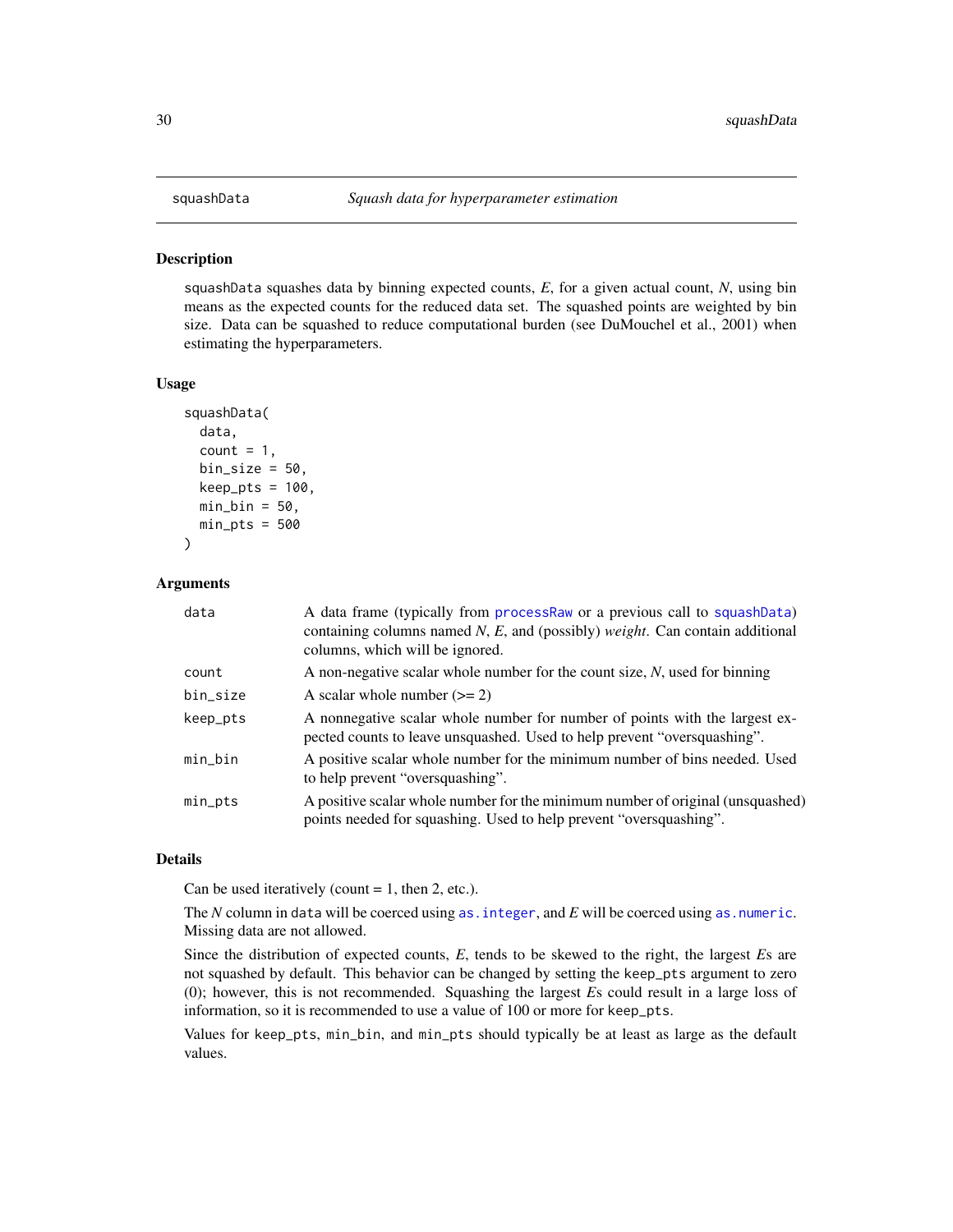## squashData — *Squash data for hyperparameter estimation*

### Description

squashData squashes data by binning expected counts, *E*, for a given actual count, *N*, using bin means as the expected counts for the reduced data set. The squashed points are weighted by bin size. Data can be squashed to reduce computational burden (see DuMouchel et al., 2001) when estimating the hyperparameters.

### Usage

```
squashData(
  data,
  count = 1,
  bin_size = 50,
  keep_pts = 100,
  min_bin = 50,
  min_pts = 500
)
```

### Arguments

| | |
|---|---|
| data | A data frame (typically from processRaw or a previous call to squashData) containing columns named *N*, *E*, and (possibly) *weight*. Can contain additional columns, which will be ignored. |
| count | A non-negative scalar whole number for the count size, *N*, used for binning |
| bin_size | A scalar whole number (>= 2) |
| keep_pts | A nonnegative scalar whole number for number of points with the largest expected counts to leave unsquashed. Used to help prevent "oversquashing". |
| min_bin | A positive scalar whole number for the minimum number of bins needed. Used to help prevent "oversquashing". |
| min_pts | A positive scalar whole number for the minimum number of original (unsquashed) points needed for squashing. Used to help prevent "oversquashing". |

### Details

Can be used iteratively (count = 1, then 2, etc.).

The *N* column in data will be coerced using as.integer, and *E* will be coerced using as.numeric. Missing data are not allowed.

Since the distribution of expected counts, *E*, tends to be skewed to the right, the largest *E*s are not squashed by default. This behavior can be changed by setting the keep_pts argument to zero (0); however, this is not recommended. Squashing the largest *E*s could result in a large loss of information, so it is recommended to use a value of 100 or more for keep_pts.

Values for keep_pts, min_bin, and min_pts should typically be at least as large as the default values.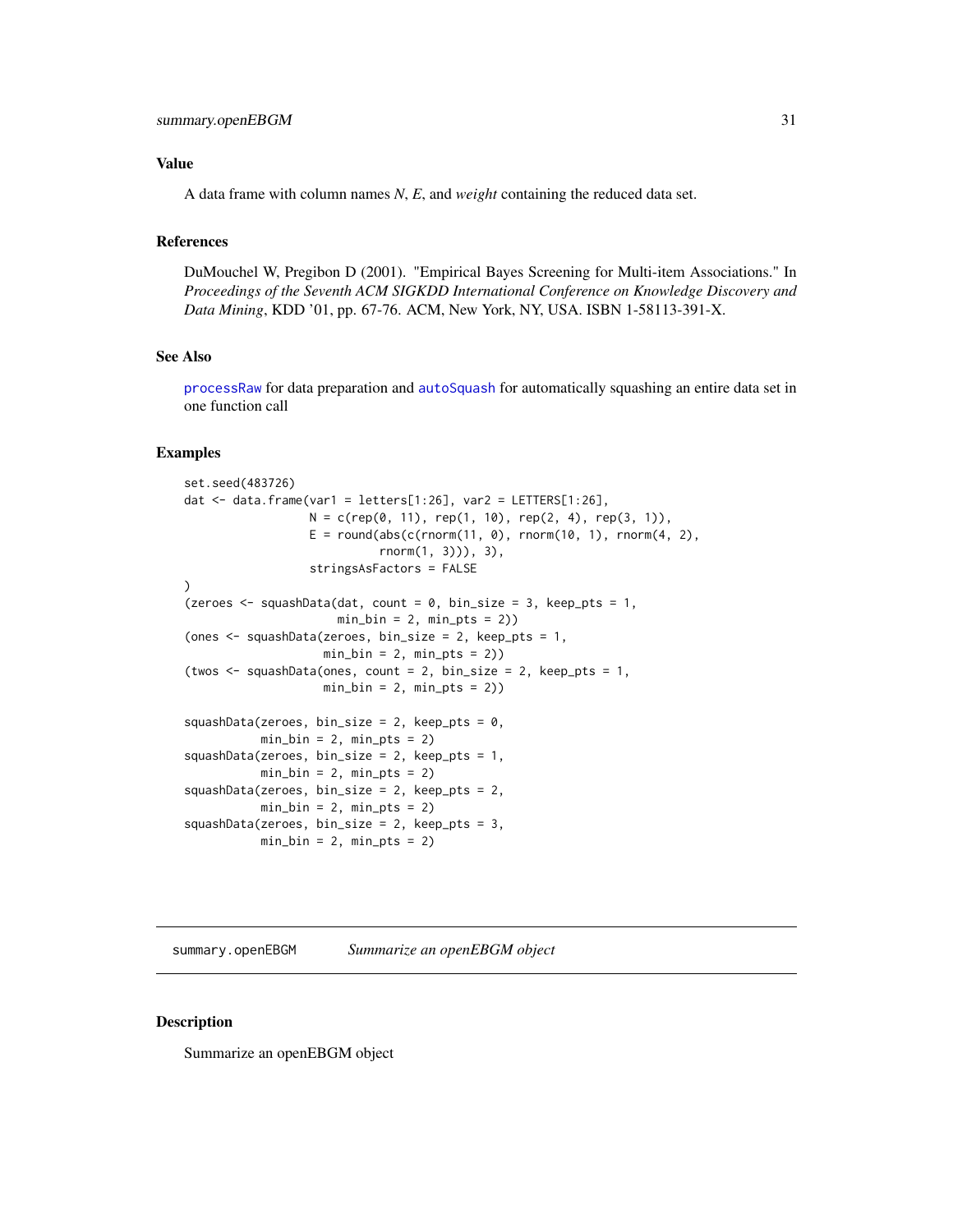## Value

A data frame with column names *N*, *E*, and *weight* containing the reduced data set.

## References

DuMouchel W, Pregibon D (2001). "Empirical Bayes Screening for Multi-item Associations." In *Proceedings of the Seventh ACM SIGKDD International Conference on Knowledge Discovery and Data Mining*, KDD '01, pp. 67-76. ACM, New York, NY, USA. ISBN 1-58113-391-X.

## See Also

processRaw for data preparation and autoSquash for automatically squashing an entire data set in one function call

## Examples

```
set.seed(483726)
dat <- data.frame(var1 = letters[1:26], var2 = LETTERS[1:26],
                  N = c(rep(0, 11), rep(1, 10), rep(2, 4), rep(3, 1)),
                  E = round(abs(c(rnorm(11, 0), rnorm(10, 1), rnorm(4, 2),
                            rnorm(1, 3))), 3),
                  stringsAsFactors = FALSE
)
(zeroes <- squashData(dat, count = 0, bin_size = 3, keep_pts = 1,
                      min_bin = 2, min_pts = 2))
(ones <- squashData(zeroes, bin_size = 2, keep_pts = 1,
                    min_bin = 2, min_pts = 2))
(twos <- squashData(ones, count = 2, bin_size = 2, keep_pts = 1,
                    min_bin = 2, min_pts = 2))

squashData(zeroes, bin_size = 2, keep_pts = 0,
           min_bin = 2, min_pts = 2)
squashData(zeroes, bin_size = 2, keep_pts = 1,
           min_bin = 2, min_pts = 2)
squashData(zeroes, bin_size = 2, keep_pts = 2,
           min_bin = 2, min_pts = 2)
squashData(zeroes, bin_size = 2, keep_pts = 3,
           min_bin = 2, min_pts = 2)
```

---

# summary.openEBGM    *Summarize an openEBGM object*

## Description

Summarize an openEBGM object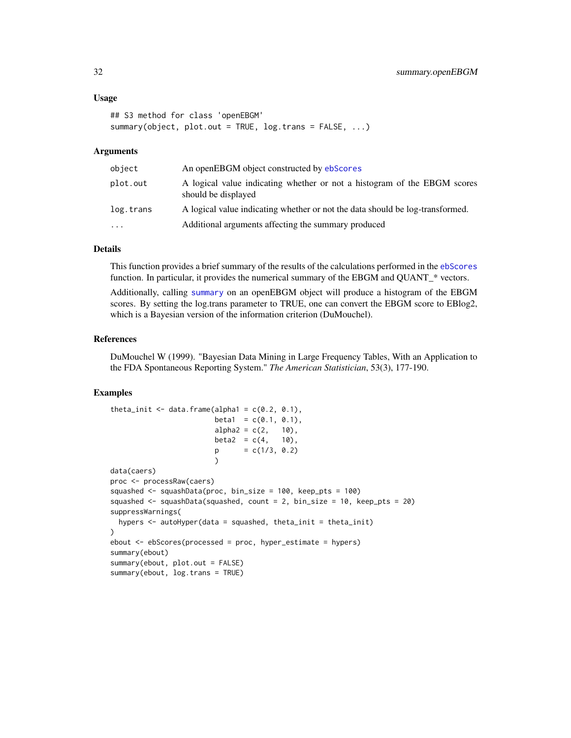### Usage

```
## S3 method for class 'openEBGM'
summary(object, plot.out = TRUE, log.trans = FALSE, ...)
```

### Arguments

| | |
|---|---|
| object | An openEBGM object constructed by ebScores |
| plot.out | A logical value indicating whether or not a histogram of the EBGM scores should be displayed |
| log.trans | A logical value indicating whether or not the data should be log-transformed. |
| ... | Additional arguments affecting the summary produced |

### Details

This function provides a brief summary of the results of the calculations performed in the ebScores function. In particular, it provides the numerical summary of the EBGM and QUANT_* vectors.

Additionally, calling summary on an openEBGM object will produce a histogram of the EBGM scores. By setting the log.trans parameter to TRUE, one can convert the EBGM score to EBlog2, which is a Bayesian version of the information criterion (DuMouchel).

### References

DuMouchel W (1999). "Bayesian Data Mining in Large Frequency Tables, With an Application to the FDA Spontaneous Reporting System." *The American Statistician*, 53(3), 177-190.

### Examples

```
theta_init <- data.frame(alpha1 = c(0.2, 0.1),
                         beta1  = c(0.1, 0.1),
                         alpha2 = c(2,   10),
                         beta2  = c(4,   10),
                         p      = c(1/3, 0.2)
                         )
data(caers)
proc <- processRaw(caers)
squashed <- squashData(proc, bin_size = 100, keep_pts = 100)
squashed <- squashData(squashed, count = 2, bin_size = 10, keep_pts = 20)
suppressWarnings(
  hypers <- autoHyper(data = squashed, theta_init = theta_init)
)
ebout <- ebScores(processed = proc, hyper_estimate = hypers)
summary(ebout)
summary(ebout, plot.out = FALSE)
summary(ebout, log.trans = TRUE)
```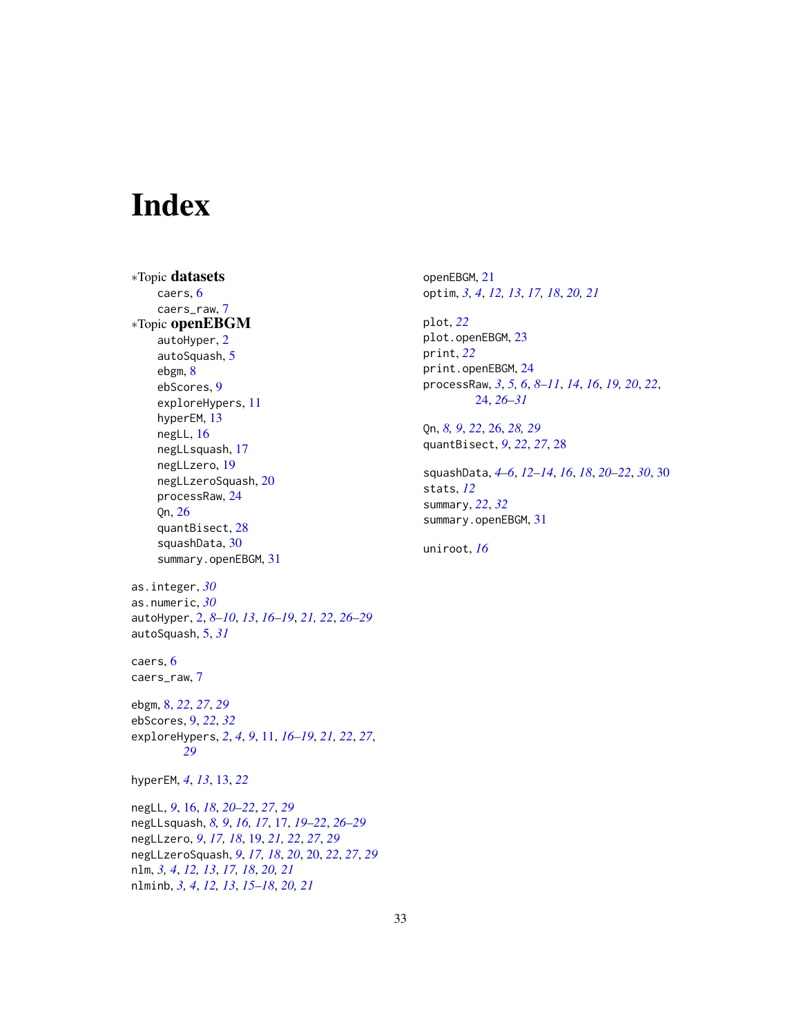# Index

∗Topic **datasets**
- caers, 6
- caers_raw, 7

∗Topic **openEBGM**
- autoHyper, 2
- autoSquash, 5
- ebgm, 8
- ebScores, 9
- exploreHypers, 11
- hyperEM, 13
- negLL, 16
- negLLsquash, 17
- negLLzero, 19
- negLLzeroSquash, 20
- processRaw, 24
- Qn, 26
- quantBisect, 28
- squashData, 30
- summary.openEBGM, 31

as.integer, *30*
as.numeric, *30*
autoHyper, 2, *8–10*, *13*, *16–19*, *21, 22*, *26–29*
autoSquash, 5, *31*

caers, 6
caers_raw, 7

ebgm, 8, *22*, *27*, *29*
ebScores, 9, *22*, *32*
exploreHypers, *2*, *4*, *9*, 11, *16–19*, *21, 22*, *27*, *29*

hyperEM, *4*, *13*, 13, *22*

negLL, *9*, 16, *18*, *20–22*, *27*, *29*
negLLsquash, *8, 9*, *16, 17*, 17, *19–22*, *26–29*
negLLzero, *9*, *17, 18*, 19, *21, 22*, *27*, *29*
negLLzeroSquash, *9*, *17, 18*, *20*, 20, *22*, *27*, *29*
nlm, *3, 4*, *12, 13*, *17, 18*, *20, 21*
nlminb, *3, 4*, *12, 13*, *15–18*, *20, 21*

openEBGM, 21
optim, *3, 4*, *12, 13*, *17, 18*, *20, 21*

plot, *22*
plot.openEBGM, 23
print, *22*
print.openEBGM, 24
processRaw, *3*, *5, 6*, *8–11*, *14*, *16*, *19, 20*, *22*, 24, *26–31*

Qn, *8, 9*, *22*, 26, *28, 29*
quantBisect, *9*, *22*, *27*, 28

squashData, *4–6*, *12–14*, *16*, *18*, *20–22*, *30*, 30
stats, *12*
summary, *22*, *32*
summary.openEBGM, 31

uniroot, *16*